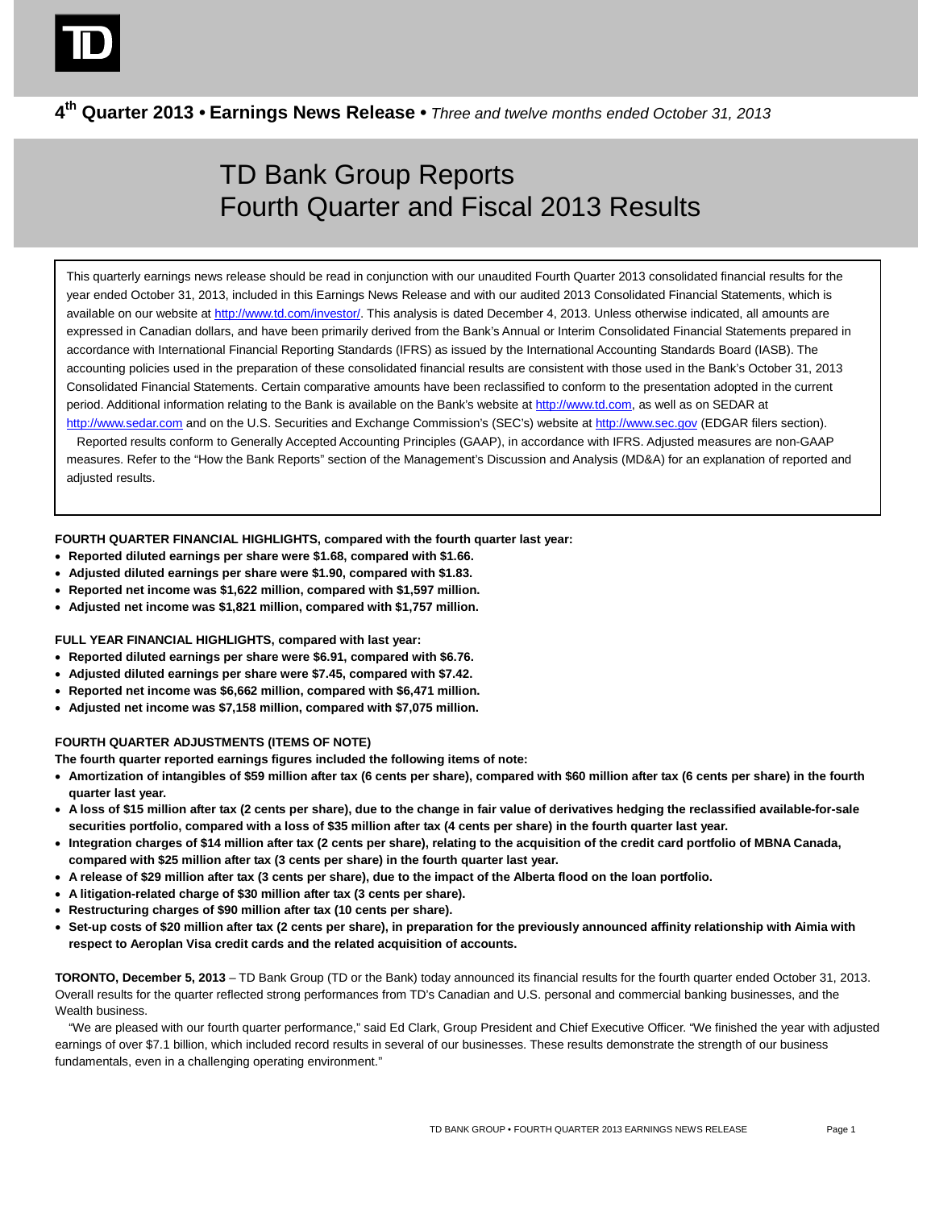**4th Quarter 2013 • Earnings News Release •** *Three and twelve months ended October 31, 2013*

# TD Bank Group Reports Fourth Quarter and Fiscal 2013 Results

This quarterly earnings news release should be read in conjunction with our unaudited Fourth Quarter 2013 consolidated financial results for the year ended October 31, 2013, included in this Earnings News Release and with our audited 2013 Consolidated Financial Statements, which is available on our website at http://www.td.com/investor/. This analysis is dated December 4, 2013. Unless otherwise indicated, all amounts are expressed in Canadian dollars, and have been primarily derived from the Bank's Annual or Interim Consolidated Financial Statements prepared in accordance with International Financial Reporting Standards (IFRS) as issued by the International Accounting Standards Board (IASB). The accounting policies used in the preparation of these consolidated financial results are consistent with those used in the Bank's October 31, 2013 Consolidated Financial Statements. Certain comparative amounts have been reclassified to conform to the presentation adopted in the current period. Additional information relating to the Bank is available on the Bank's website at http://www.td.com, as well as on SEDAR at http://www.sedar.com and on the U.S. Securities and Exchange Commission's (SEC's) website at http://www.sec.gov (EDGAR filers section).

Reported results conform to Generally Accepted Accounting Principles (GAAP), in accordance with IFRS. Adjusted measures are non-GAAP measures. Refer to the "How the Bank Reports" section of the Management's Discussion and Analysis (MD&A) for an explanation of reported and adjusted results.

**FOURTH QUARTER FINANCIAL HIGHLIGHTS, compared with the fourth quarter last year:**

- **Reported diluted earnings per share were $1.68, compared with $1.66.**
- **Adjusted diluted earnings per share were $1.90, compared with $1.83.**
- **Reported net income was $1,622 million, compared with $1,597 million.**
- **Adjusted net income was $1,821 million, compared with $1,757 million.**

**FULL YEAR FINANCIAL HIGHLIGHTS, compared with last year:**

- **Reported diluted earnings per share were $6.91, compared with $6.76.**
- **Adjusted diluted earnings per share were $7.45, compared with $7.42.**
- **Reported net income was $6,662 million, compared with $6,471 million.**
- **Adjusted net income was $7,158 million, compared with $7,075 million.**

**FOURTH QUARTER ADJUSTMENTS (ITEMS OF NOTE)**

**The fourth quarter reported earnings figures included the following items of note:**

- **Amortization of intangibles of $59 million after tax (6 cents per share), compared with $60 million after tax (6 cents per share) in the fourth quarter last year.**
- **A loss of $15 million after tax (2 cents per share), due to the change in fair value of derivatives hedging the reclassified available-for-sale securities portfolio, compared with a loss of $35 million after tax (4 cents per share) in the fourth quarter last year.**
- **Integration charges of $14 million after tax (2 cents per share), relating to the acquisition of the credit card portfolio of MBNA Canada, compared with $25 million after tax (3 cents per share) in the fourth quarter last year.**
- **A release of $29 million after tax (3 cents per share), due to the impact of the Alberta flood on the loan portfolio.**
- **A litigation-related charge of $30 million after tax (3 cents per share).**
- **Restructuring charges of $90 million after tax (10 cents per share).**
- **Set-up costs of $20 million after tax (2 cents per share), in preparation for the previously announced affinity relationship with Aimia with respect to Aeroplan Visa credit cards and the related acquisition of accounts.**

**TORONTO, December 5, 2013** – TD Bank Group (TD or the Bank) today announced its financial results for the fourth quarter ended October 31, 2013. Overall results for the quarter reflected strong performances from TD's Canadian and U.S. personal and commercial banking businesses, and the Wealth business.

"We are pleased with our fourth quarter performance," said Ed Clark, Group President and Chief Executive Officer. "We finished the year with adjusted earnings of over $7.1 billion, which included record results in several of our businesses. These results demonstrate the strength of our business fundamentals, even in a challenging operating environment."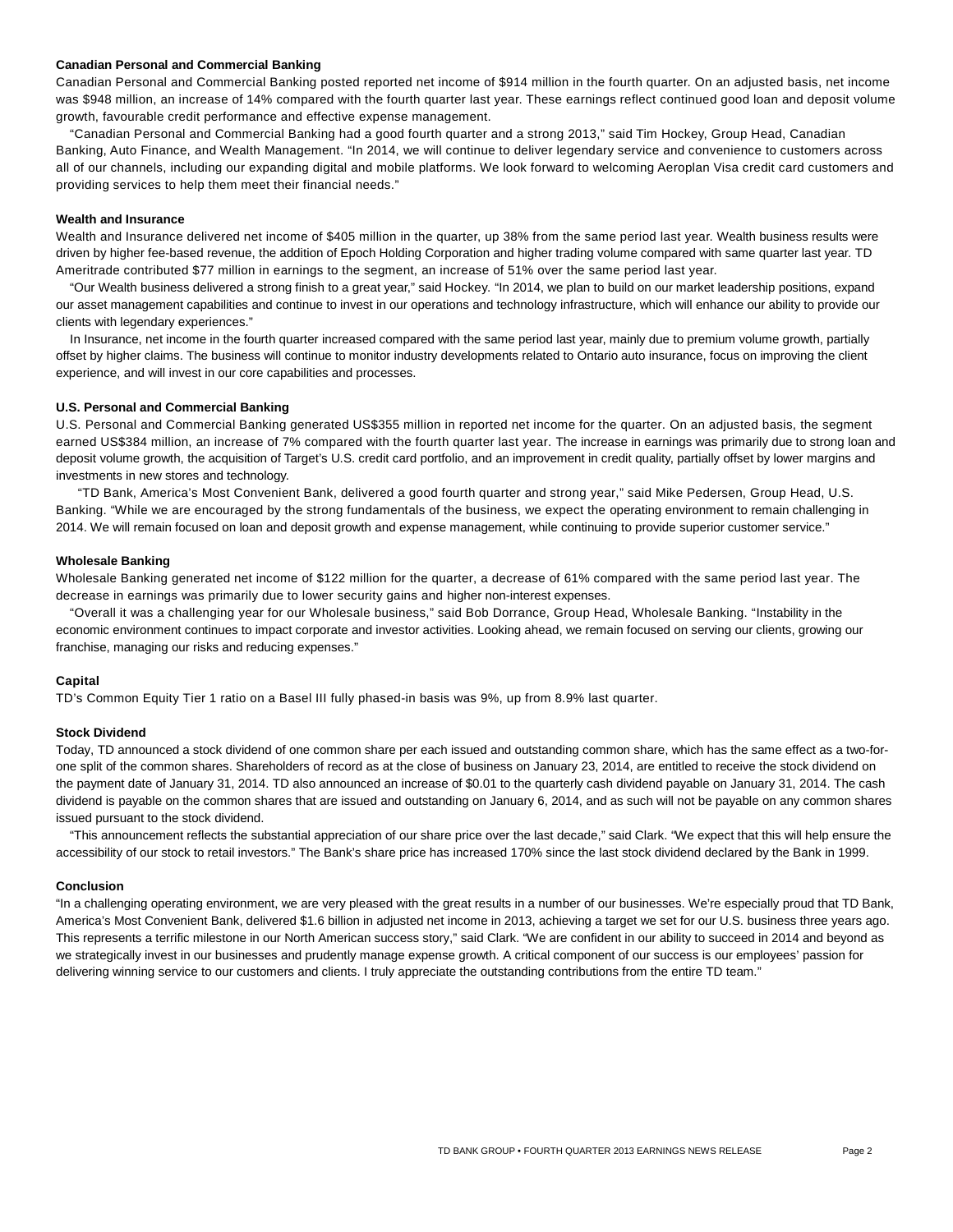**Canadian Personal and Commercial Banking**

Canadian Personal and Commercial Banking posted reported net income of $914 million in the fourth quarter. On an adjusted basis, net income was $948 million, an increase of 14% compared with the fourth quarter last year. These earnings reflect continued good loan and deposit volume growth, favourable credit performance and effective expense management.

"Canadian Personal and Commercial Banking had a good fourth quarter and a strong 2013," said Tim Hockey, Group Head, Canadian Banking, Auto Finance, and Wealth Management. "In 2014, we will continue to deliver legendary service and convenience to customers across all of our channels, including our expanding digital and mobile platforms. We look forward to welcoming Aeroplan Visa credit card customers and providing services to help them meet their financial needs."

**Wealth and Insurance**

Wealth and Insurance delivered net income of $405 million in the quarter, up 38% from the same period last year. Wealth business results were driven by higher fee-based revenue, the addition of Epoch Holding Corporation and higher trading volume compared with same quarter last year. TD Ameritrade contributed $77 million in earnings to the segment, an increase of 51% over the same period last year.

"Our Wealth business delivered a strong finish to a great year," said Hockey. "In 2014, we plan to build on our market leadership positions, expand our asset management capabilities and continue to invest in our operations and technology infrastructure, which will enhance our ability to provide our clients with legendary experiences."

In Insurance, net income in the fourth quarter increased compared with the same period last year, mainly due to premium volume growth, partially offset by higher claims. The business will continue to monitor industry developments related to Ontario auto insurance, focus on improving the client experience, and will invest in our core capabilities and processes.

**U.S. Personal and Commercial Banking**

U.S. Personal and Commercial Banking generated US$355 million in reported net income for the quarter. On an adjusted basis, the segment earned US$384 million, an increase of 7% compared with the fourth quarter last year. The increase in earnings was primarily due to strong loan and deposit volume growth, the acquisition of Target's U.S. credit card portfolio, and an improvement in credit quality, partially offset by lower margins and investments in new stores and technology.

"TD Bank, America's Most Convenient Bank, delivered a good fourth quarter and strong year," said Mike Pedersen, Group Head, U.S. Banking. "While we are encouraged by the strong fundamentals of the business, we expect the operating environment to remain challenging in 2014. We will remain focused on loan and deposit growth and expense management, while continuing to provide superior customer service."

**Wholesale Banking**

Wholesale Banking generated net income of $122 million for the quarter, a decrease of 61% compared with the same period last year. The decrease in earnings was primarily due to lower security gains and higher non-interest expenses.

"Overall it was a challenging year for our Wholesale business," said Bob Dorrance, Group Head, Wholesale Banking. "Instability in the economic environment continues to impact corporate and investor activities. Looking ahead, we remain focused on serving our clients, growing our franchise, managing our risks and reducing expenses."

**Capital**

TD's Common Equity Tier 1 ratio on a Basel III fully phased-in basis was 9%, up from 8.9% last quarter.

**Stock Dividend**

Today, TD announced a stock dividend of one common share per each issued and outstanding common share, which has the same effect as a two-for-one split of the common shares. Shareholders of record as at the close of business on January 23, 2014, are entitled to receive the stock dividend on the payment date of January 31, 2014. TD also announced an increase of $0.01 to the quarterly cash dividend payable on January 31, 2014. The cash dividend is payable on the common shares that are issued and outstanding on January 6, 2014, and as such will not be payable on any common shares issued pursuant to the stock dividend.

"This announcement reflects the substantial appreciation of our share price over the last decade," said Clark. "We expect that this will help ensure the accessibility of our stock to retail investors." The Bank's share price has increased 170% since the last stock dividend declared by the Bank in 1999.

**Conclusion**

"In a challenging operating environment, we are very pleased with the great results in a number of our businesses. We're especially proud that TD Bank, America's Most Convenient Bank, delivered $1.6 billion in adjusted net income in 2013, achieving a target we set for our U.S. business three years ago. This represents a terrific milestone in our North American success story," said Clark. "We are confident in our ability to succeed in 2014 and beyond as we strategically invest in our businesses and prudently manage expense growth. A critical component of our success is our employees' passion for delivering winning service to our customers and clients. I truly appreciate the outstanding contributions from the entire TD team."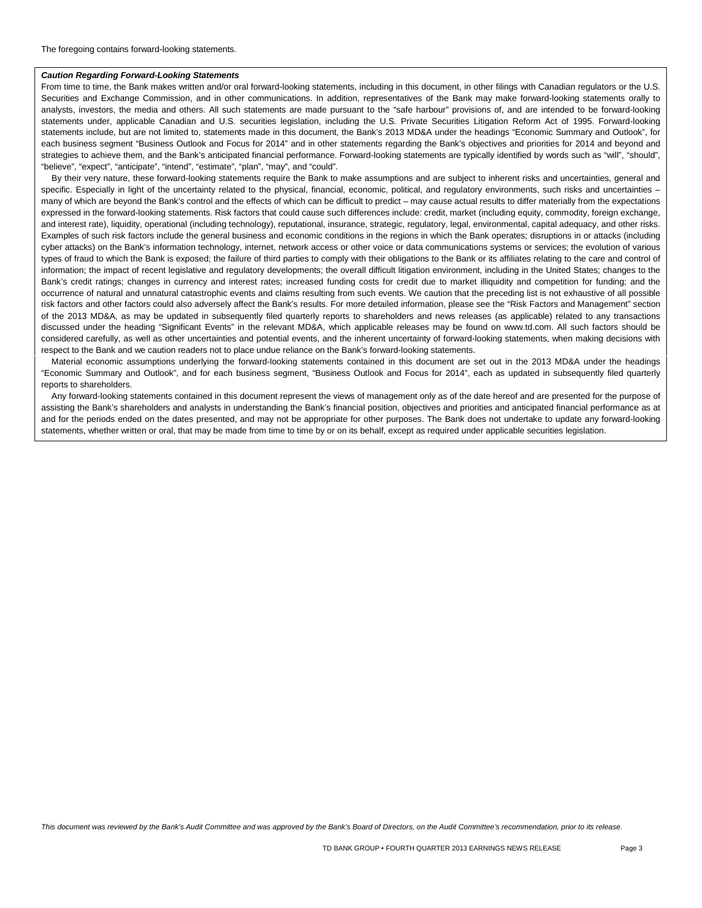The foregoing contains forward-looking statements.

***Caution Regarding Forward-Looking Statements***

From time to time, the Bank makes written and/or oral forward-looking statements, including in this document, in other filings with Canadian regulators or the U.S. Securities and Exchange Commission, and in other communications. In addition, representatives of the Bank may make forward-looking statements orally to analysts, investors, the media and others. All such statements are made pursuant to the "safe harbour" provisions of, and are intended to be forward-looking statements under, applicable Canadian and U.S. securities legislation, including the U.S. Private Securities Litigation Reform Act of 1995. Forward-looking statements include, but are not limited to, statements made in this document, the Bank's 2013 MD&A under the headings "Economic Summary and Outlook", for each business segment "Business Outlook and Focus for 2014" and in other statements regarding the Bank's objectives and priorities for 2014 and beyond and strategies to achieve them, and the Bank's anticipated financial performance. Forward-looking statements are typically identified by words such as "will", "should", "believe", "expect", "anticipate", "intend", "estimate", "plan", "may", and "could".

By their very nature, these forward-looking statements require the Bank to make assumptions and are subject to inherent risks and uncertainties, general and specific. Especially in light of the uncertainty related to the physical, financial, economic, political, and regulatory environments, such risks and uncertainties – many of which are beyond the Bank's control and the effects of which can be difficult to predict – may cause actual results to differ materially from the expectations expressed in the forward-looking statements. Risk factors that could cause such differences include: credit, market (including equity, commodity, foreign exchange, and interest rate), liquidity, operational (including technology), reputational, insurance, strategic, regulatory, legal, environmental, capital adequacy, and other risks. Examples of such risk factors include the general business and economic conditions in the regions in which the Bank operates; disruptions in or attacks (including cyber attacks) on the Bank's information technology, internet, network access or other voice or data communications systems or services; the evolution of various types of fraud to which the Bank is exposed; the failure of third parties to comply with their obligations to the Bank or its affiliates relating to the care and control of information; the impact of recent legislative and regulatory developments; the overall difficult litigation environment, including in the United States; changes to the Bank's credit ratings; changes in currency and interest rates; increased funding costs for credit due to market illiquidity and competition for funding; and the occurrence of natural and unnatural catastrophic events and claims resulting from such events. We caution that the preceding list is not exhaustive of all possible risk factors and other factors could also adversely affect the Bank's results. For more detailed information, please see the "Risk Factors and Management" section of the 2013 MD&A, as may be updated in subsequently filed quarterly reports to shareholders and news releases (as applicable) related to any transactions discussed under the heading "Significant Events" in the relevant MD&A, which applicable releases may be found on www.td.com. All such factors should be considered carefully, as well as other uncertainties and potential events, and the inherent uncertainty of forward-looking statements, when making decisions with respect to the Bank and we caution readers not to place undue reliance on the Bank's forward-looking statements.

Material economic assumptions underlying the forward-looking statements contained in this document are set out in the 2013 MD&A under the headings "Economic Summary and Outlook", and for each business segment, "Business Outlook and Focus for 2014", each as updated in subsequently filed quarterly reports to shareholders.

Any forward-looking statements contained in this document represent the views of management only as of the date hereof and are presented for the purpose of assisting the Bank's shareholders and analysts in understanding the Bank's financial position, objectives and priorities and anticipated financial performance as at and for the periods ended on the dates presented, and may not be appropriate for other purposes. The Bank does not undertake to update any forward-looking statements, whether written or oral, that may be made from time to time by or on its behalf, except as required under applicable securities legislation.

*This document was reviewed by the Bank's Audit Committee and was approved by the Bank's Board of Directors, on the Audit Committee's recommendation, prior to its release.*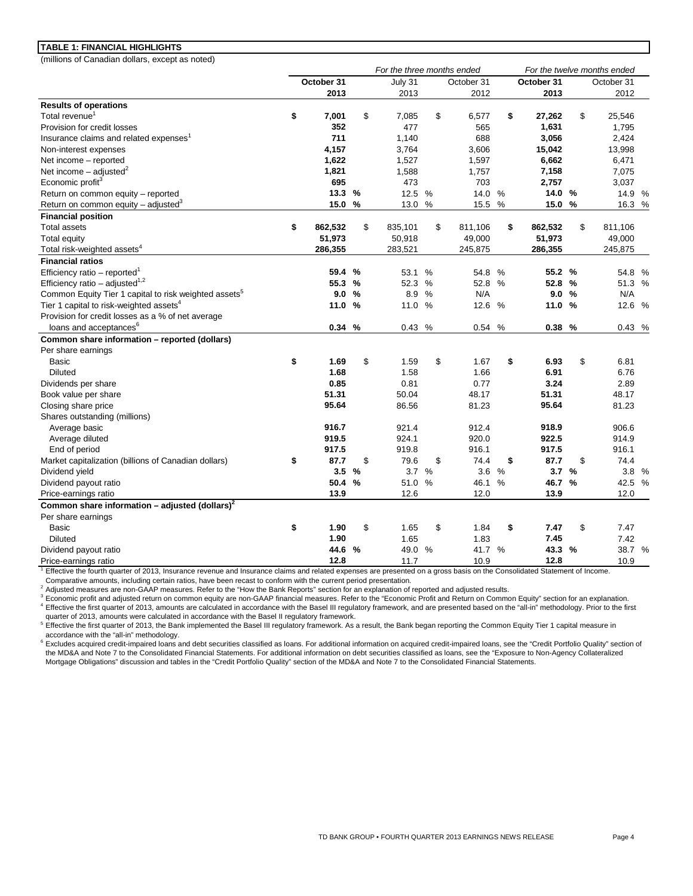**TABLE 1: FINANCIAL HIGHLIGHTS**

(millions of Canadian dollars, except as noted)

| | For the three months ended | | | For the twelve months ended | |
|---|---|---|---|---|---|
| | **October 31 2013** | July 31 2013 | October 31 2012 | **October 31 2013** | October 31 2012 |
| **Results of operations** | | | | | |
| Total revenue[1] | **$ 7,001** | $ 7,085 | $ 6,577 | **$ 27,262** | $ 25,546 |
| Provision for credit losses | **352** | 477 | 565 | **1,631** | 1,795 |
| Insurance claims and related expenses[1] | **711** | 1,140 | 688 | **3,056** | 2,424 |
| Non-interest expenses | **4,157** | 3,764 | 3,606 | **15,042** | 13,998 |
| Net income – reported | **1,622** | 1,527 | 1,597 | **6,662** | 6,471 |
| Net income – adjusted[2] | **1,821** | 1,588 | 1,757 | **7,158** | 7,075 |
| Economic profit[3] | **695** | 473 | 703 | **2,757** | 3,037 |
| Return on common equity – reported | **13.3 %** | 12.5 % | 14.0 % | **14.0 %** | 14.9 % |
| Return on common equity – adjusted[3] | **15.0 %** | 13.0 % | 15.5 % | **15.0 %** | 16.3 % |
| **Financial position** | | | | | |
| Total assets | **$ 862,532** | $ 835,101 | $ 811,106 | **$ 862,532** | $ 811,106 |
| Total equity | **51,973** | 50,918 | 49,000 | **51,973** | 49,000 |
| Total risk-weighted assets[4] | **286,355** | 283,521 | 245,875 | **286,355** | 245,875 |
| **Financial ratios** | | | | | |
| Efficiency ratio – reported[1] | **59.4 %** | 53.1 % | 54.8 % | **55.2 %** | 54.8 % |
| Efficiency ratio – adjusted[1,2] | **55.3 %** | 52.3 % | 52.8 % | **52.8 %** | 51.3 % |
| Common Equity Tier 1 capital to risk weighted assets[5] | **9.0 %** | 8.9 % | N/A | **9.0 %** | N/A |
| Tier 1 capital to risk-weighted assets[4] | **11.0 %** | 11.0 % | 12.6 % | **11.0 %** | 12.6 % |
| Provision for credit losses as a % of net average loans and acceptances[6] | **0.34 %** | 0.43 % | 0.54 % | **0.38 %** | 0.43 % |
| **Common share information – reported (dollars)** | | | | | |
| Per share earnings | | | | | |
| Basic | **$ 1.69** | $ 1.59 | $ 1.67 | **$ 6.93** | $ 6.81 |
| Diluted | **1.68** | 1.58 | 1.66 | **6.91** | 6.76 |
| Dividends per share | **0.85** | 0.81 | 0.77 | **3.24** | 2.89 |
| Book value per share | **51.31** | 50.04 | 48.17 | **51.31** | 48.17 |
| Closing share price | **95.64** | 86.56 | 81.23 | **95.64** | 81.23 |
| Shares outstanding (millions) | | | | | |
| Average basic | **916.7** | 921.4 | 912.4 | **918.9** | 906.6 |
| Average diluted | **919.5** | 924.1 | 920.0 | **922.5** | 914.9 |
| End of period | **917.5** | 919.8 | 916.1 | **917.5** | 916.1 |
| Market capitalization (billions of Canadian dollars) | **$ 87.7** | $ 79.6 | $ 74.4 | **$ 87.7** | $ 74.4 |
| Dividend yield | **3.5 %** | 3.7 % | 3.6 % | **3.7 %** | 3.8 % |
| Dividend payout ratio | **50.4 %** | 51.0 % | 46.1 % | **46.7 %** | 42.5 % |
| Price-earnings ratio | **13.9** | 12.6 | 12.0 | **13.9** | 12.0 |
| **Common share information – adjusted (dollars)[2]** | | | | | |
| Per share earnings | | | | | |
| Basic | **$ 1.90** | $ 1.65 | $ 1.84 | **$ 7.47** | $ 7.47 |
| Diluted | **1.90** | 1.65 | 1.83 | **7.45** | 7.42 |
| Dividend payout ratio | **44.6 %** | 49.0 % | 41.7 % | **43.3 %** | 38.7 % |
| Price-earnings ratio | **12.8** | 11.7 | 10.9 | **12.8** | 10.9 |

[1] Effective the fourth quarter of 2013, Insurance revenue and Insurance claims and related expenses are presented on a gross basis on the Consolidated Statement of Income. Comparative amounts, including certain ratios, have been recast to conform with the current period presentation.

[2] Adjusted measures are non-GAAP measures. Refer to the "How the Bank Reports" section for an explanation of reported and adjusted results.

[3] Economic profit and adjusted return on common equity are non-GAAP financial measures. Refer to the "Economic Profit and Return on Common Equity" section for an explanation.

[4] Effective the first quarter of 2013, amounts are calculated in accordance with the Basel III regulatory framework, and are presented based on the "all-in" methodology. Prior to the first quarter of 2013, amounts were calculated in accordance with the Basel II regulatory framework.

[5] Effective the first quarter of 2013, the Bank implemented the Basel III regulatory framework. As a result, the Bank began reporting the Common Equity Tier 1 capital measure in accordance with the "all-in" methodology.

[6] Excludes acquired credit-impaired loans and debt securities classified as loans. For additional information on acquired credit-impaired loans, see the "Credit Portfolio Quality" section of the MD&A and Note 7 to the Consolidated Financial Statements. For additional information on debt securities classified as loans, see the "Exposure to Non-Agency Collateralized Mortgage Obligations" discussion and tables in the "Credit Portfolio Quality" section of the MD&A and Note 7 to the Consolidated Financial Statements.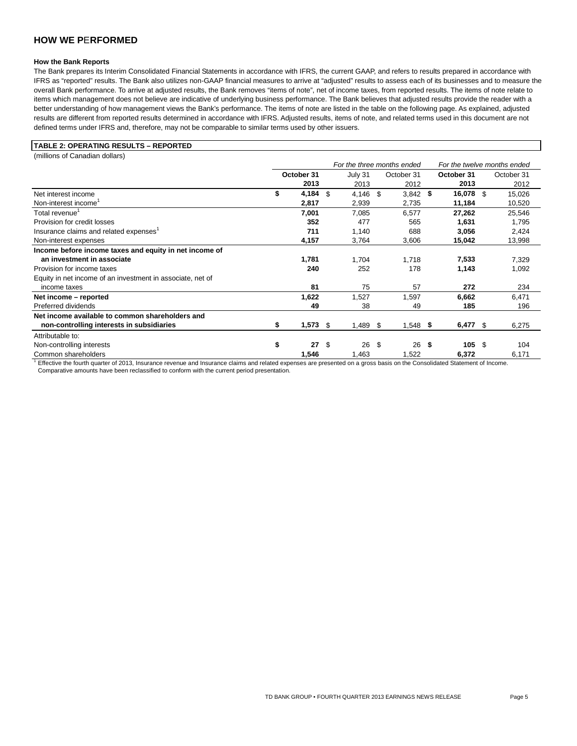## HOW WE PERFORMED

**How the Bank Reports**

The Bank prepares its Interim Consolidated Financial Statements in accordance with IFRS, the current GAAP, and refers to results prepared in accordance with IFRS as "reported" results. The Bank also utilizes non-GAAP financial measures to arrive at "adjusted" results to assess each of its businesses and to measure the overall Bank performance. To arrive at adjusted results, the Bank removes "items of note", net of income taxes, from reported results. The items of note relate to items which management does not believe are indicative of underlying business performance. The Bank believes that adjusted results provide the reader with a better understanding of how management views the Bank's performance. The items of note are listed in the table on the following page. As explained, adjusted results are different from reported results determined in accordance with IFRS. Adjusted results, items of note, and related terms used in this document are not defined terms under IFRS and, therefore, may not be comparable to similar terms used by other issuers.

**TABLE 2: OPERATING RESULTS – REPORTED**

(millions of Canadian dollars)

| | *For the three months ended* | | | *For the twelve months ended* | |
|---|---|---|---|---|---|
| | **October 31 2013** | July 31 2013 | October 31 2012 | **October 31 2013** | October 31 2012 |
| Net interest income | **$ 4,184** | $ 4,146 | $ 3,842 | **$ 16,078** | $ 15,026 |
| Non-interest income[1] | **2,817** | 2,939 | 2,735 | **11,184** | 10,520 |
| Total revenue[1] | **7,001** | 7,085 | 6,577 | **27,262** | 25,546 |
| Provision for credit losses | **352** | 477 | 565 | **1,631** | 1,795 |
| Insurance claims and related expenses[1] | **711** | 1,140 | 688 | **3,056** | 2,424 |
| Non-interest expenses | **4,157** | 3,764 | 3,606 | **15,042** | 13,998 |
| **Income before income taxes and equity in net income of an investment in associate** | **1,781** | 1,704 | 1,718 | **7,533** | 7,329 |
| Provision for income taxes | **240** | 252 | 178 | **1,143** | 1,092 |
| Equity in net income of an investment in associate, net of income taxes | **81** | 75 | 57 | **272** | 234 |
| **Net income – reported** | **1,622** | 1,527 | 1,597 | **6,662** | 6,471 |
| Preferred dividends | **49** | 38 | 49 | **185** | 196 |
| **Net income available to common shareholders and non-controlling interests in subsidiaries** | **$ 1,573** | $ 1,489 | $ 1,548 | **$ 6,477** | $ 6,275 |
| Attributable to: | | | | | |
| Non-controlling interests | **$ 27** | $ 26 | $ 26 | **$ 105** | $ 104 |
| Common shareholders | **1,546** | 1,463 | 1,522 | **6,372** | 6,171 |

[1] Effective the fourth quarter of 2013, Insurance revenue and Insurance claims and related expenses are presented on a gross basis on the Consolidated Statement of Income. Comparative amounts have been reclassified to conform with the current period presentation.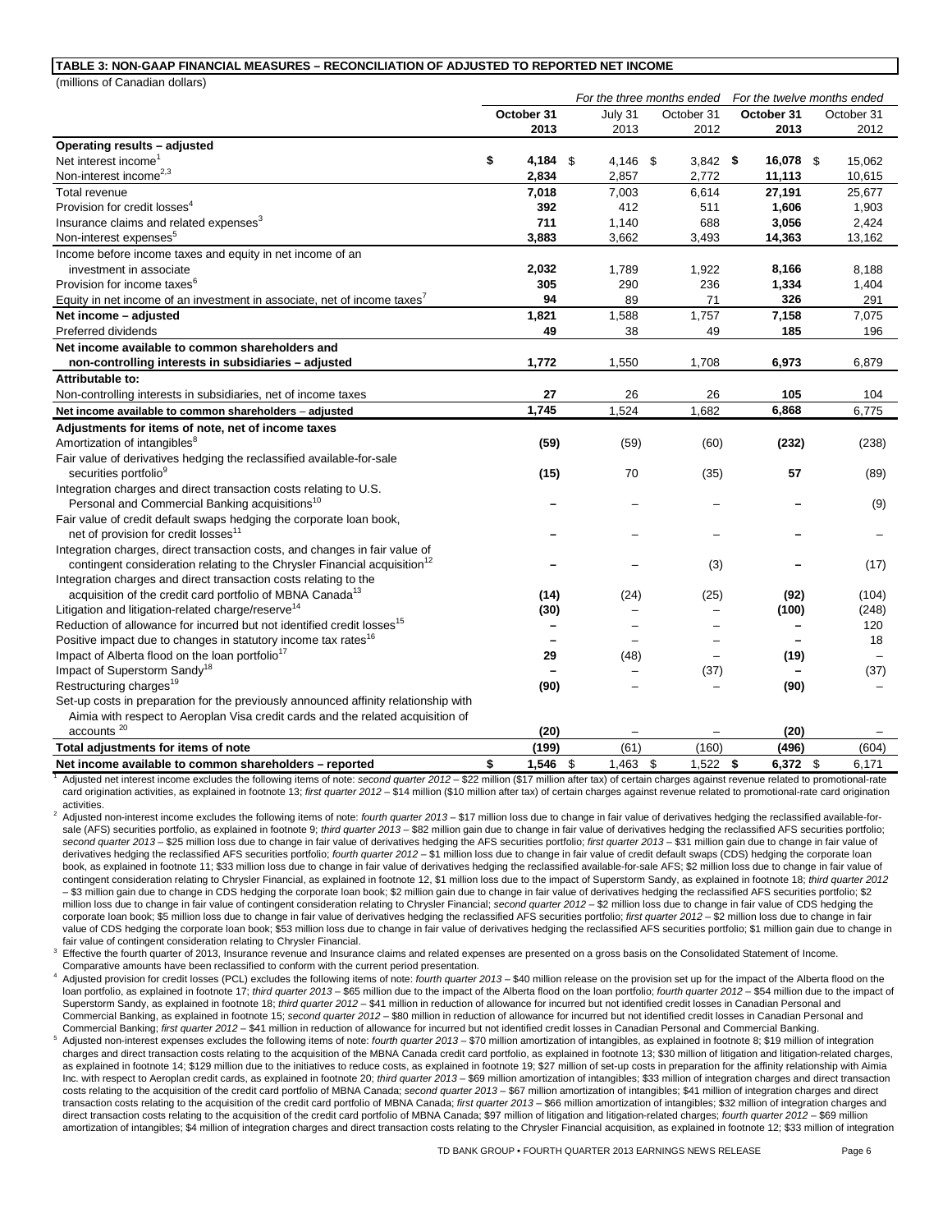**TABLE 3: NON-GAAP FINANCIAL MEASURES – RECONCILIATION OF ADJUSTED TO REPORTED NET INCOME**

(millions of Canadian dollars)

| | *For the three months ended* | | | *For the twelve months ended* | |
|---|---|---|---|---|---|
| | **October 31 2013** | July 31 2013 | October 31 2012 | **October 31 2013** | October 31 2012 |
| **Operating results – adjusted** | | | | | |
| Net interest income[1] | **$ 4,184** | $ 4,146 | $ 3,842 | **$ 16,078** | $ 15,062 |
| Non-interest income[2,3] | **2,834** | 2,857 | 2,772 | **11,113** | 10,615 |
| Total revenue | **7,018** | 7,003 | 6,614 | **27,191** | 25,677 |
| Provision for credit losses[4] | **392** | 412 | 511 | **1,606** | 1,903 |
| Insurance claims and related expenses[3] | **711** | 1,140 | 688 | **3,056** | 2,424 |
| Non-interest expenses[5] | **3,883** | 3,662 | 3,493 | **14,363** | 13,162 |
| Income before income taxes and equity in net income of an investment in associate | **2,032** | 1,789 | 1,922 | **8,166** | 8,188 |
| Provision for income taxes[6] | **305** | 290 | 236 | **1,334** | 1,404 |
| Equity in net income of an investment in associate, net of income taxes[7] | **94** | 89 | 71 | **326** | 291 |
| **Net income – adjusted** | **1,821** | 1,588 | 1,757 | **7,158** | 7,075 |
| Preferred dividends | **49** | 38 | 49 | **185** | 196 |
| **Net income available to common shareholders and non-controlling interests in subsidiaries – adjusted** | **1,772** | 1,550 | 1,708 | **6,973** | 6,879 |
| **Attributable to:** | | | | | |
| Non-controlling interests in subsidiaries, net of income taxes | **27** | 26 | 26 | **105** | 104 |
| **Net income available to common shareholders – adjusted** | **1,745** | 1,524 | 1,682 | **6,868** | 6,775 |
| **Adjustments for items of note, net of income taxes** | | | | | |
| Amortization of intangibles[8] | **(59)** | (59) | (60) | **(232)** | (238) |
| Fair value of derivatives hedging the reclassified available-for-sale securities portfolio[9] | **(15)** | 70 | (35) | **57** | (89) |
| Integration charges and direct transaction costs relating to U.S. Personal and Commercial Banking acquisitions[10] | **–** | – | – | **–** | (9) |
| Fair value of credit default swaps hedging the corporate loan book, net of provision for credit losses[11] | **–** | – | – | **–** | – |
| Integration charges, direct transaction costs, and changes in fair value of contingent consideration relating to the Chrysler Financial acquisition[12] | **–** | – | (3) | **–** | (17) |
| Integration charges and direct transaction costs relating to the acquisition of the credit card portfolio of MBNA Canada[13] | **(14)** | (24) | (25) | **(92)** | (104) |
| Litigation and litigation-related charge/reserve[14] | **(30)** | – | – | **(100)** | (248) |
| Reduction of allowance for incurred but not identified credit losses[15] | **–** | – | – | **–** | 120 |
| Positive impact due to changes in statutory income tax rates[16] | **–** | – | – | **–** | 18 |
| Impact of Alberta flood on the loan portfolio[17] | **29** | (48) | – | **(19)** | – |
| Impact of Superstorm Sandy[18] | **–** | – | (37) | **–** | (37) |
| Restructuring charges[19] | **(90)** | – | – | **(90)** | – |
| Set-up costs in preparation for the previously announced affinity relationship with Aimia with respect to Aeroplan Visa credit cards and the related acquisition of accounts[20] | **(20)** | – | – | **(20)** | – |
| **Total adjustments for items of note** | **(199)** | (61) | (160) | **(496)** | (604) |
| **Net income available to common shareholders – reported** | **$ 1,546** | $ 1,463 | $ 1,522 | **$ 6,372** | $ 6,171 |

[1] Adjusted net interest income excludes the following items of note: *second quarter 2012* – $22 million ($17 million after tax) of certain charges against revenue related to promotional-rate card origination activities, as explained in footnote 13; *first quarter 2012* – $14 million ($10 million after tax) of certain charges against revenue related to promotional-rate card origination activities.

[2] Adjusted non-interest income excludes the following items of note: *fourth quarter 2013* – $17 million loss due to change in fair value of derivatives hedging the reclassified available-for-sale (AFS) securities portfolio, as explained in footnote 9; *third quarter 2013* – $82 million gain due to change in fair value of derivatives hedging the reclassified AFS securities portfolio; *second quarter 2013* – $25 million loss due to change in fair value of derivatives hedging the AFS securities portfolio; *first quarter 2013* – $31 million gain due to change in fair value of derivatives hedging the reclassified AFS securities portfolio; *fourth quarter 2012* – $1 million loss due to change in fair value of credit default swaps (CDS) hedging the corporate loan book, as explained in footnote 11; $33 million loss due to change in fair value of derivatives hedging the reclassified available-for-sale AFS; $2 million loss due to change in fair value of contingent consideration relating to Chrysler Financial, as explained in footnote 12, $1 million loss due to the impact of Superstorm Sandy, as explained in footnote 18; *third quarter 2012* – $3 million gain due to change in CDS hedging the corporate loan book; $2 million gain due to change in fair value of derivatives hedging the reclassified AFS securities portfolio; $2 million loss due to change in fair value of contingent consideration relating to Chrysler Financial; *second quarter 2012* – $2 million loss due to change in fair value of CDS hedging the corporate loan book; $5 million loss due to change in fair value of derivatives hedging the reclassified AFS securities portfolio; *first quarter 2012* – $2 million loss due to change in fair value of CDS hedging the corporate loan book; $53 million loss due to change in fair value of derivatives hedging the reclassified AFS securities portfolio; $1 million gain due to change in fair value of contingent consideration relating to Chrysler Financial.

[3] Effective the fourth quarter of 2013, Insurance revenue and Insurance claims and related expenses are presented on a gross basis on the Consolidated Statement of Income. Comparative amounts have been reclassified to conform with the current period presentation.

[4] Adjusted provision for credit losses (PCL) excludes the following items of note: *fourth quarter 2013* – $40 million release on the provision set up for the impact of the Alberta flood on the loan portfolio, as explained in footnote 17; *third quarter 2013* – $65 million due to the impact of the Alberta flood on the loan portfolio; *fourth quarter 2012* – $54 million due to the impact of Superstorm Sandy, as explained in footnote 18; *third quarter 2012* – $41 million in reduction of allowance for incurred but not identified credit losses in Canadian Personal and Commercial Banking, as explained in footnote 15; *second quarter 2012* – $80 million in reduction of allowance for incurred but not identified credit losses in Canadian Personal and Commercial Banking; *first quarter 2012* – $41 million in reduction of allowance for incurred but not identified credit losses in Canadian Personal and Commercial Banking.

[5] Adjusted non-interest expenses excludes the following items of note: *fourth quarter 2013* – $70 million amortization of intangibles, as explained in footnote 8; $19 million of integration charges and direct transaction costs relating to the acquisition of the MBNA Canada credit card portfolio, as explained in footnote 13; $30 million of litigation and litigation-related charges, as explained in footnote 14; $129 million due to the initiatives to reduce costs, as explained in footnote 19; $27 million of set-up costs in preparation for the affinity relationship with Aimia Inc. with respect to Aeroplan credit cards, as explained in footnote 20; *third quarter 2013* – $69 million amortization of intangibles; $33 million of integration charges and direct transaction costs relating to the acquisition of the credit card portfolio of MBNA Canada; *second quarter 2013* – $67 million amortization of intangibles; $41 million of integration charges and direct transaction costs relating to the acquisition of the credit card portfolio of MBNA Canada; *first quarter 2013* – $66 million amortization of intangibles; $32 million of integration charges and direct transaction costs relating to the acquisition of the credit card portfolio of MBNA Canada; $97 million of litigation and litigation-related charges; *fourth quarter 2012* – $69 million amortization of intangibles; $4 million of integration charges and direct transaction costs relating to the Chrysler Financial acquisition, as explained in footnote 12; $33 million of integration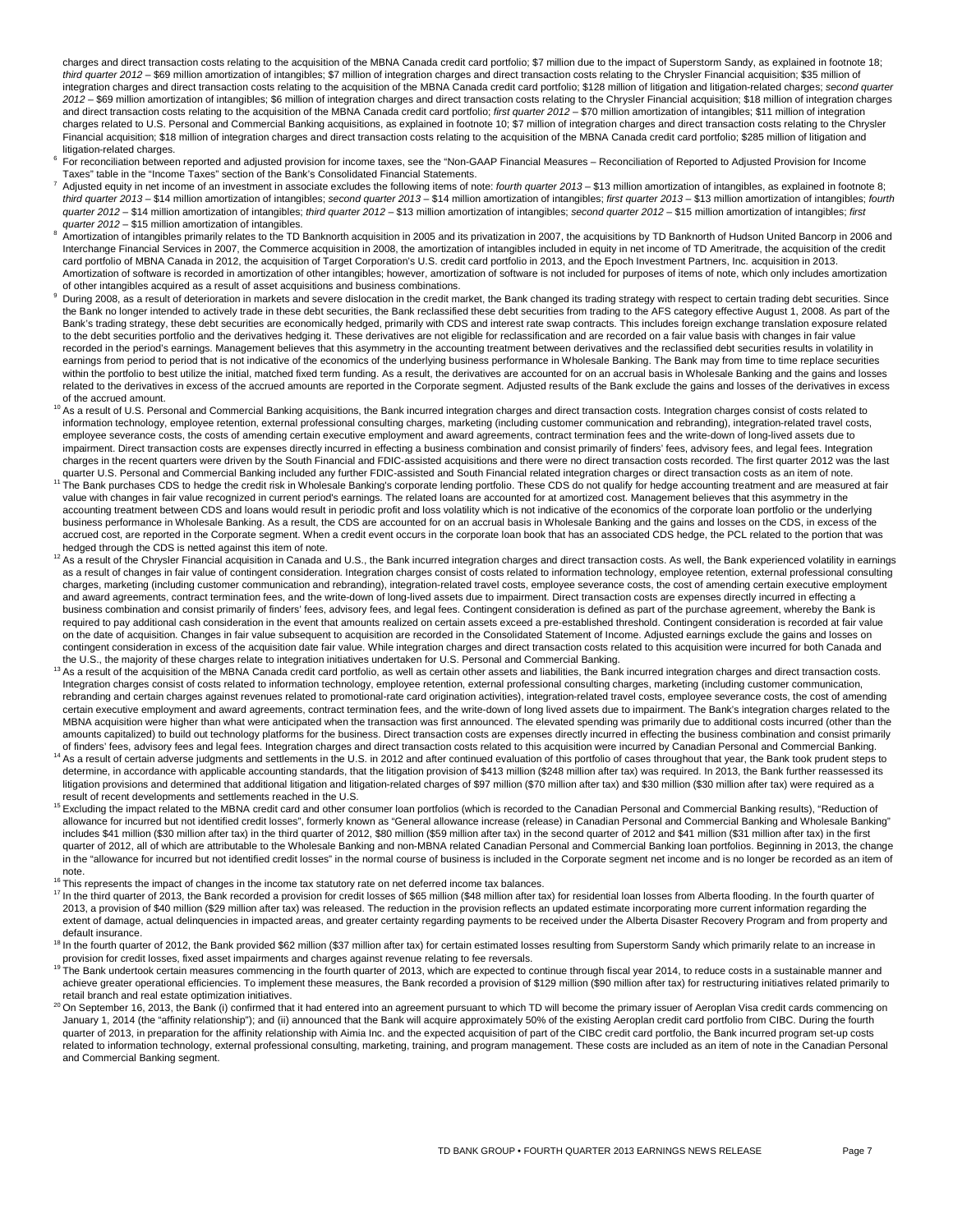charges and direct transaction costs relating to the acquisition of the MBNA Canada credit card portfolio; $7 million due to the impact of Superstorm Sandy, as explained in footnote 18; *third quarter 2012* – $69 million amortization of intangibles; $7 million of integration charges and direct transaction costs relating to the Chrysler Financial acquisition; $35 million of integration charges and direct transaction costs relating to the acquisition of the MBNA Canada credit card portfolio; $128 million of litigation and litigation-related charges; *second quarter 2012* – $69 million amortization of intangibles; $6 million of integration charges and direct transaction costs relating to the Chrysler Financial acquisition; $18 million of integration charges and direct transaction costs relating to the acquisition of the MBNA Canada credit card portfolio; *first quarter 2012* – $70 million amortization of intangibles; $11 million of integration charges related to U.S. Personal and Commercial Banking acquisitions, as explained in footnote 10; $7 million of integration charges and direct transaction costs relating to the Chrysler Financial acquisition; $18 million of integration charges and direct transaction costs relating to the acquisition of the MBNA Canada credit card portfolio; $285 million of litigation and litigation-related charges.

[6] For reconciliation between reported and adjusted provision for income taxes, see the "Non-GAAP Financial Measures – Reconciliation of Reported to Adjusted Provision for Income Taxes" table in the "Income Taxes" section of the Bank's Consolidated Financial Statements.

[7] Adjusted equity in net income of an investment in associate excludes the following items of note: *fourth quarter 2013* – $13 million amortization of intangibles, as explained in footnote 8; *third quarter 2013* – $14 million amortization of intangibles; *second quarter 2013* – $14 million amortization of intangibles; *first quarter 2013* – $13 million amortization of intangibles; *fourth quarter 2012* – $14 million amortization of intangibles; *third quarter 2012* – $13 million amortization of intangibles; *second quarter 2012* – $15 million amortization of intangibles; *first quarter 2012* – $15 million amortization of intangibles.

[8] Amortization of intangibles primarily relates to the TD Banknorth acquisition in 2005 and its privatization in 2007, the acquisitions by TD Banknorth of Hudson United Bancorp in 2006 and Interchange Financial Services in 2007, the Commerce acquisition in 2008, the amortization of intangibles included in equity in net income of TD Ameritrade, the acquisition of the credit card portfolio of MBNA Canada in 2012, the acquisition of Target Corporation's U.S. credit card portfolio in 2013, and the Epoch Investment Partners, Inc. acquisition in 2013. Amortization of software is recorded in amortization of other intangibles; however, amortization of software is not included for purposes of items of note, which only includes amortization of other intangibles acquired as a result of asset acquisitions and business combinations.

[9] During 2008, as a result of deterioration in markets and severe dislocation in the credit market, the Bank changed its trading strategy with respect to certain trading debt securities. Since the Bank no longer intended to actively trade in these debt securities, the Bank reclassified these debt securities from trading to the AFS category effective August 1, 2008. As part of the Bank's trading strategy, these debt securities are economically hedged, primarily with CDS and interest rate swap contracts. This includes foreign exchange translation exposure related to the debt securities portfolio and the derivatives hedging it. These derivatives are not eligible for reclassification and are recorded on a fair value basis with changes in fair value recorded in the period's earnings. Management believes that this asymmetry in the accounting treatment between derivatives and the reclassified debt securities results in volatility in earnings from period to period that is not indicative of the economics of the underlying business performance in Wholesale Banking. The Bank may from time to time replace securities within the portfolio to best utilize the initial, matched fixed term funding. As a result, the derivatives are accounted for on an accrual basis in Wholesale Banking and the gains and losses related to the derivatives in excess of the accrued amounts are reported in the Corporate segment. Adjusted results of the Bank exclude the gains and losses of the derivatives in excess of the accrued amount.

[10] As a result of U.S. Personal and Commercial Banking acquisitions, the Bank incurred integration charges and direct transaction costs. Integration charges consist of costs related to information technology, employee retention, external professional consulting charges, marketing (including customer communication and rebranding), integration-related travel costs, employee severance costs, the costs of amending certain executive employment and award agreements, contract termination fees and the write-down of long-lived assets due to impairment. Direct transaction costs are expenses directly incurred in effecting a business combination and consist primarily of finders' fees, advisory fees, and legal fees. Integration charges in the recent quarters were driven by the South Financial and FDIC-assisted acquisitions and there were no direct transaction costs recorded. The first quarter 2012 was the last quarter U.S. Personal and Commercial Banking included any further FDIC-assisted and South Financial related integration charges or direct transaction costs as an item of note.

[11] The Bank purchases CDS to hedge the credit risk in Wholesale Banking's corporate lending portfolio. These CDS do not qualify for hedge accounting treatment and are measured at fair value with changes in fair value recognized in current period's earnings. The related loans are accounted for at amortized cost. Management believes that this asymmetry in the accounting treatment between CDS and loans would result in periodic profit and loss volatility which is not indicative of the economics of the corporate loan portfolio or the underlying business performance in Wholesale Banking. As a result, the CDS are accounted for on an accrual basis in Wholesale Banking and the gains and losses on the CDS, in excess of the accrued cost, are reported in the Corporate segment. When a credit event occurs in the corporate loan book that has an associated CDS hedge, the PCL related to the portion that was hedged through the CDS is netted against this item of note.

[12] As a result of the Chrysler Financial acquisition in Canada and U.S., the Bank incurred integration charges and direct transaction costs. As well, the Bank experienced volatility in earnings as a result of changes in fair value of contingent consideration. Integration charges consist of costs related to information technology, employee retention, external professional consulting charges, marketing (including customer communication and rebranding), integration-related travel costs, employee severance costs, the cost of amending certain executive employment and award agreements, contract termination fees, and the write-down of long-lived assets due to impairment. Direct transaction costs are expenses directly incurred in effecting a business combination and consist primarily of finders' fees, advisory fees, and legal fees. Contingent consideration is defined as part of the purchase agreement, whereby the Bank is required to pay additional cash consideration in the event that amounts realized on certain assets exceed a pre-established threshold. Contingent consideration is recorded at fair value on the date of acquisition. Changes in fair value subsequent to acquisition are recorded in the Consolidated Statement of Income. Adjusted earnings exclude the gains and losses on contingent consideration in excess of the acquisition date fair value. While integration charges and direct transaction costs related to this acquisition were incurred for both Canada and the U.S., the majority of these charges relate to integration initiatives undertaken for U.S. Personal and Commercial Banking.

[13] As a result of the acquisition of the MBNA Canada credit card portfolio, as well as certain other assets and liabilities, the Bank incurred integration charges and direct transaction costs. Integration charges consist of costs related to information technology, employee retention, external professional consulting charges, marketing (including customer communication, rebranding and certain charges against revenues related to promotional-rate card origination activities), integration-related travel costs, employee severance costs, the cost of amending certain executive employment and award agreements, contract termination fees, and the write-down of long lived assets due to impairment. The Bank's integration charges related to the MBNA acquisition were higher than what were anticipated when the transaction was first announced. The elevated spending was primarily due to additional costs incurred (other than the amounts capitalized) to build out technology platforms for the business. Direct transaction costs are expenses directly incurred in effecting the business combination and consist primarily of finders' fees, advisory fees and legal fees. Integration charges and direct transaction costs related to this acquisition were incurred by Canadian Personal and Commercial Banking.

[14] As a result of certain adverse judgments and settlements in the U.S. in 2012 and after continued evaluation of this portfolio of cases throughout that year, the Bank took prudent steps to determine, in accordance with applicable accounting standards, that the litigation provision of $413 million ($248 million after tax) was required. In 2013, the Bank further reassessed its litigation provisions and determined that additional litigation and litigation-related charges of $97 million ($70 million after tax) and $30 million ($30 million after tax) were required as a result of recent developments and settlements reached in the U.S.

[15] Excluding the impact related to the MBNA credit card and other consumer loan portfolios (which is recorded to the Canadian Personal and Commercial Banking results), "Reduction of allowance for incurred but not identified credit losses", formerly known as "General allowance increase (release) in Canadian Personal and Commercial Banking and Wholesale Banking" includes $41 million ($30 million after tax) in the third quarter of 2012, $80 million ($59 million after tax) in the second quarter of 2012 and $41 million ($31 million after tax) in the first quarter of 2012, all of which are attributable to the Wholesale Banking and non-MBNA related Canadian Personal and Commercial Banking loan portfolios. Beginning in 2013, the change in the "allowance for incurred but not identified credit losses" in the normal course of business is included in the Corporate segment net income and is no longer be recorded as an item of note.

[16] This represents the impact of changes in the income tax statutory rate on net deferred income tax balances.

[17] In the third quarter of 2013, the Bank recorded a provision for credit losses of $65 million ($48 million after tax) for residential loan losses from Alberta flooding. In the fourth quarter of 2013, a provision of $40 million ($29 million after tax) was released. The reduction in the provision reflects an updated estimate incorporating more current information regarding the extent of damage, actual delinquencies in impacted areas, and greater certainty regarding payments to be received under the Alberta Disaster Recovery Program and from property and default insurance.

[18] In the fourth quarter of 2012, the Bank provided $62 million ($37 million after tax) for certain estimated losses resulting from Superstorm Sandy which primarily relate to an increase in provision for credit losses, fixed asset impairments and charges against revenue relating to fee reversals.

[19] The Bank undertook certain measures commencing in the fourth quarter of 2013, which are expected to continue through fiscal year 2014, to reduce costs in a sustainable manner and achieve greater operational efficiencies. To implement these measures, the Bank recorded a provision of $129 million ($90 million after tax) for restructuring initiatives related primarily to retail branch and real estate optimization initiatives.

[20] On September 16, 2013, the Bank (i) confirmed that it had entered into an agreement pursuant to which TD will become the primary issuer of Aeroplan Visa credit cards commencing on January 1, 2014 (the "affinity relationship"); and (ii) announced that the Bank will acquire approximately 50% of the existing Aeroplan credit card portfolio from CIBC. During the fourth quarter of 2013, in preparation for the affinity relationship with Aimia Inc. and the expected acquisition of part of the CIBC credit card portfolio, the Bank incurred program set-up costs related to information technology, external professional consulting, marketing, training, and program management. These costs are included as an item of note in the Canadian Personal and Commercial Banking segment.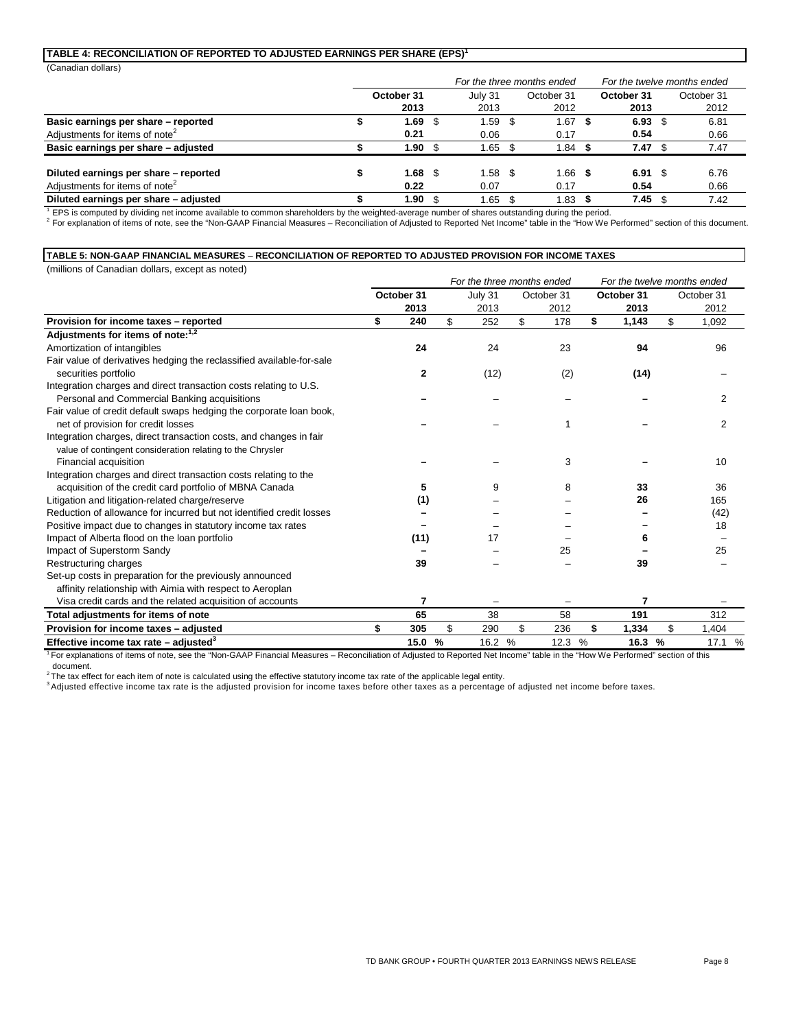**TABLE 4: RECONCILIATION OF REPORTED TO ADJUSTED EARNINGS PER SHARE (EPS)[1]**

(Canadian dollars)

| | For the three months ended | | | For the twelve months ended | |
|---|---|---|---|---|---|
| | **October 31 2013** | July 31 2013 | October 31 2012 | **October 31 2013** | October 31 2012 |
| **Basic earnings per share – reported** | **$ 1.69** | $ 1.59 | $ 1.67 | **$ 6.93** | $ 6.81 |
| Adjustments for items of note[2] | **0.21** | 0.06 | 0.17 | **0.54** | 0.66 |
| **Basic earnings per share – adjusted** | **$ 1.90** | $ 1.65 | $ 1.84 | **$ 7.47** | $ 7.47 |
| **Diluted earnings per share – reported** | **$ 1.68** | $ 1.58 | $ 1.66 | **$ 6.91** | $ 6.76 |
| Adjustments for items of note[2] | **0.22** | 0.07 | 0.17 | **0.54** | 0.66 |
| **Diluted earnings per share – adjusted** | **$ 1.90** | $ 1.65 | $ 1.83 | **$ 7.45** | $ 7.42 |

[1] EPS is computed by dividing net income available to common shareholders by the weighted-average number of shares outstanding during the period.
[2] For explanation of items of note, see the "Non-GAAP Financial Measures – Reconciliation of Adjusted to Reported Net Income" table in the "How We Performed" section of this document.

**TABLE 5: NON-GAAP FINANCIAL MEASURES – RECONCILIATION OF REPORTED TO ADJUSTED PROVISION FOR INCOME TAXES**

(millions of Canadian dollars, except as noted)

| | For the three months ended | | | For the twelve months ended | |
|---|---|---|---|---|---|
| | **October 31 2013** | July 31 2013 | October 31 2012 | **October 31 2013** | October 31 2012 |
| **Provision for income taxes – reported** | **$ 240** | $ 252 | $ 178 | **$ 1,143** | $ 1,092 |
| **Adjustments for items of note:[1,2]** | | | | | |
| Amortization of intangibles | **24** | 24 | 23 | **94** | 96 |
| Fair value of derivatives hedging the reclassified available-for-sale securities portfolio | **2** | (12) | (2) | **(14)** | – |
| Integration charges and direct transaction costs relating to U.S. Personal and Commercial Banking acquisitions | **–** | – | – | **–** | 2 |
| Fair value of credit default swaps hedging the corporate loan book, net of provision for credit losses | **–** | – | 1 | **–** | 2 |
| Integration charges, direct transaction costs, and changes in fair value of contingent consideration relating to the Chrysler Financial acquisition | **–** | – | 3 | **–** | 10 |
| Integration charges and direct transaction costs relating to the acquisition of the credit card portfolio of MBNA Canada | **5** | 9 | 8 | **33** | 36 |
| Litigation and litigation-related charge/reserve | **(1)** | – | – | **26** | 165 |
| Reduction of allowance for incurred but not identified credit losses | **–** | – | – | **–** | (42) |
| Positive impact due to changes in statutory income tax rates | **–** | – | – | **–** | 18 |
| Impact of Alberta flood on the loan portfolio | **(11)** | 17 | – | **6** | – |
| Impact of Superstorm Sandy | **–** | – | 25 | **–** | 25 |
| Restructuring charges | **39** | – | – | **39** | – |
| Set-up costs in preparation for the previously announced affinity relationship with Aimia with respect to Aeroplan Visa credit cards and the related acquisition of accounts | **7** | – | – | **7** | – |
| **Total adjustments for items of note** | **65** | 38 | 58 | **191** | 312 |
| **Provision for income taxes – adjusted** | **$ 305** | $ 290 | $ 236 | **$ 1,334** | $ 1,404 |
| **Effective income tax rate – adjusted[3]** | **15.0 %** | 16.2 % | 12.3 % | **16.3 %** | 17.1 % |

[1] For explanations of items of note, see the "Non-GAAP Financial Measures – Reconciliation of Adjusted to Reported Net Income" table in the "How We Performed" section of this document.
[2] The tax effect for each item of note is calculated using the effective statutory income tax rate of the applicable legal entity.
[3] Adjusted effective income tax rate is the adjusted provision for income taxes before other taxes as a percentage of adjusted net income before taxes.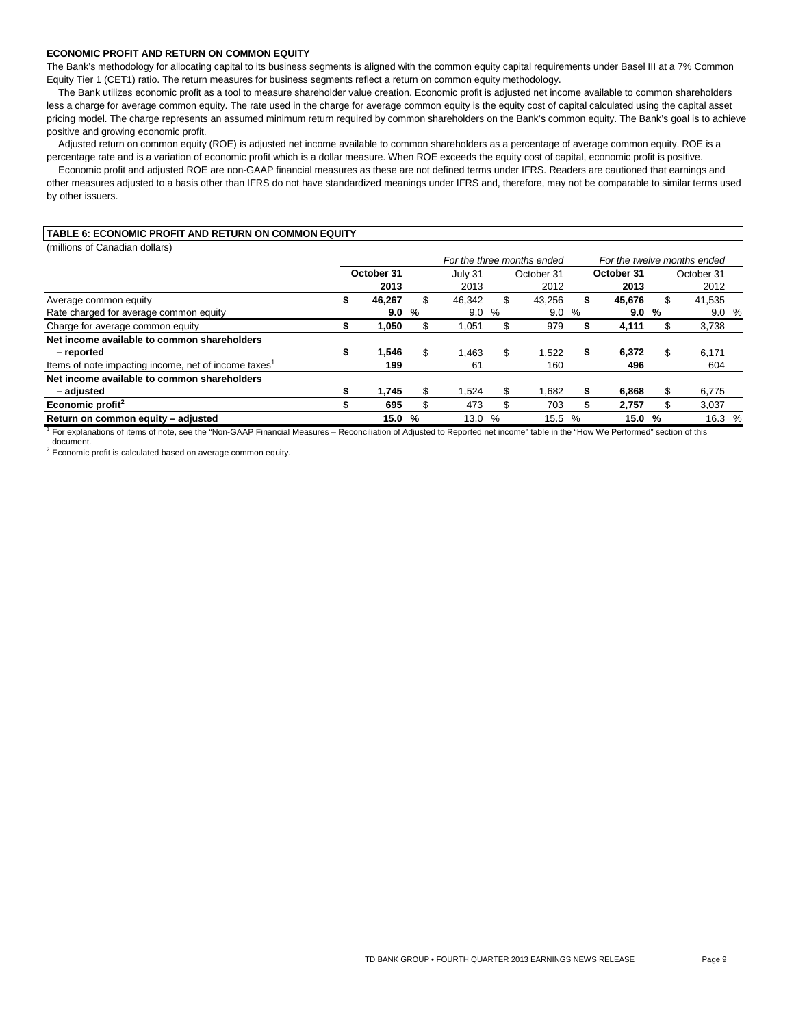**ECONOMIC PROFIT AND RETURN ON COMMON EQUITY**

The Bank's methodology for allocating capital to its business segments is aligned with the common equity capital requirements under Basel III at a 7% Common Equity Tier 1 (CET1) ratio. The return measures for business segments reflect a return on common equity methodology.

The Bank utilizes economic profit as a tool to measure shareholder value creation. Economic profit is adjusted net income available to common shareholders less a charge for average common equity. The rate used in the charge for average common equity is the equity cost of capital calculated using the capital asset pricing model. The charge represents an assumed minimum return required by common shareholders on the Bank's common equity. The Bank's goal is to achieve positive and growing economic profit.

Adjusted return on common equity (ROE) is adjusted net income available to common shareholders as a percentage of average common equity. ROE is a percentage rate and is a variation of economic profit which is a dollar measure. When ROE exceeds the equity cost of capital, economic profit is positive.

Economic profit and adjusted ROE are non-GAAP financial measures as these are not defined terms under IFRS. Readers are cautioned that earnings and other measures adjusted to a basis other than IFRS do not have standardized meanings under IFRS and, therefore, may not be comparable to similar terms used by other issuers.

**TABLE 6: ECONOMIC PROFIT AND RETURN ON COMMON EQUITY**

(millions of Canadian dollars)

| | *For the three months ended* | | | *For the twelve months ended* | |
|---|---|---|---|---|---|
| | **October 31 2013** | July 31 2013 | October 31 2012 | **October 31 2013** | October 31 2012 |
| Average common equity | **$ 46,267** | $ 46,342 | $ 43,256 | **$ 45,676** | $ 41,535 |
| Rate charged for average common equity | **9.0 %** | 9.0 % | 9.0 % | **9.0 %** | 9.0 % |
| Charge for average common equity | **$ 1,050** | $ 1,051 | $ 979 | **$ 4,111** | $ 3,738 |
| **Net income available to common shareholders – reported** | **$ 1,546** | $ 1,463 | $ 1,522 | **$ 6,372** | $ 6,171 |
| Items of note impacting income, net of income taxes[1] | **199** | 61 | 160 | **496** | 604 |
| **Net income available to common shareholders – adjusted** | **$ 1,745** | $ 1,524 | $ 1,682 | **$ 6,868** | $ 6,775 |
| **Economic profit[2]** | **$ 695** | $ 473 | $ 703 | **$ 2,757** | $ 3,037 |
| **Return on common equity – adjusted** | **15.0 %** | 13.0 % | 15.5 % | **15.0 %** | 16.3 % |

[1] For explanations of items of note, see the "Non-GAAP Financial Measures – Reconciliation of Adjusted to Reported net income" table in the "How We Performed" section of this document.

[2] Economic profit is calculated based on average common equity.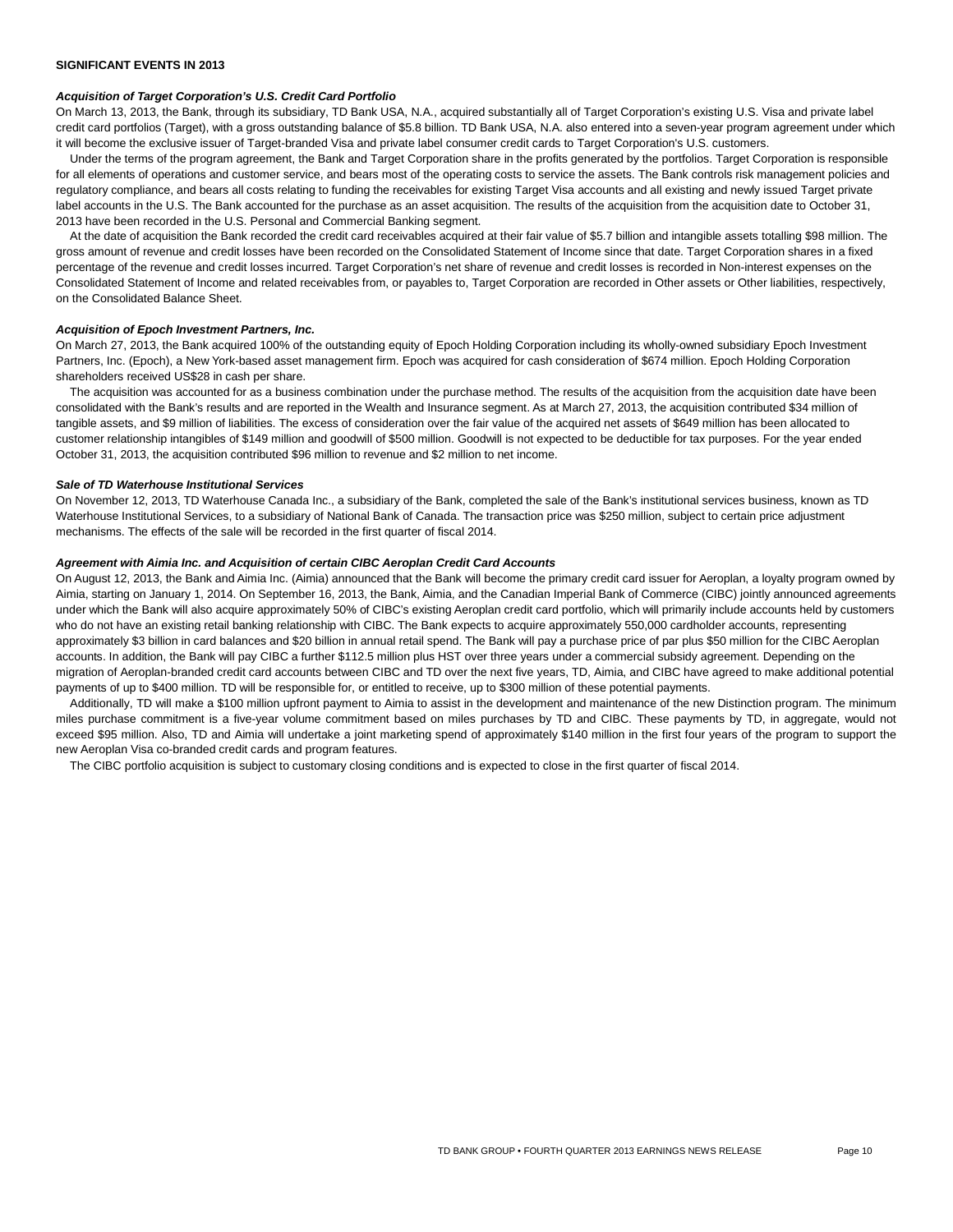## SIGNIFICANT EVENTS IN 2013

### *Acquisition of Target Corporation's U.S. Credit Card Portfolio*

On March 13, 2013, the Bank, through its subsidiary, TD Bank USA, N.A., acquired substantially all of Target Corporation's existing U.S. Visa and private label credit card portfolios (Target), with a gross outstanding balance of $5.8 billion. TD Bank USA, N.A. also entered into a seven-year program agreement under which it will become the exclusive issuer of Target-branded Visa and private label consumer credit cards to Target Corporation's U.S. customers.

Under the terms of the program agreement, the Bank and Target Corporation share in the profits generated by the portfolios. Target Corporation is responsible for all elements of operations and customer service, and bears most of the operating costs to service the assets. The Bank controls risk management policies and regulatory compliance, and bears all costs relating to funding the receivables for existing Target Visa accounts and all existing and newly issued Target private label accounts in the U.S. The Bank accounted for the purchase as an asset acquisition. The results of the acquisition from the acquisition date to October 31, 2013 have been recorded in the U.S. Personal and Commercial Banking segment.

At the date of acquisition the Bank recorded the credit card receivables acquired at their fair value of $5.7 billion and intangible assets totalling $98 million. The gross amount of revenue and credit losses have been recorded on the Consolidated Statement of Income since that date. Target Corporation shares in a fixed percentage of the revenue and credit losses incurred. Target Corporation's net share of revenue and credit losses is recorded in Non-interest expenses on the Consolidated Statement of Income and related receivables from, or payables to, Target Corporation are recorded in Other assets or Other liabilities, respectively, on the Consolidated Balance Sheet.

### *Acquisition of Epoch Investment Partners, Inc.*

On March 27, 2013, the Bank acquired 100% of the outstanding equity of Epoch Holding Corporation including its wholly-owned subsidiary Epoch Investment Partners, Inc. (Epoch), a New York-based asset management firm. Epoch was acquired for cash consideration of $674 million. Epoch Holding Corporation shareholders received US$28 in cash per share.

The acquisition was accounted for as a business combination under the purchase method. The results of the acquisition from the acquisition date have been consolidated with the Bank's results and are reported in the Wealth and Insurance segment. As at March 27, 2013, the acquisition contributed $34 million of tangible assets, and $9 million of liabilities. The excess of consideration over the fair value of the acquired net assets of $649 million has been allocated to customer relationship intangibles of $149 million and goodwill of $500 million. Goodwill is not expected to be deductible for tax purposes. For the year ended October 31, 2013, the acquisition contributed $96 million to revenue and $2 million to net income.

### *Sale of TD Waterhouse Institutional Services*

On November 12, 2013, TD Waterhouse Canada Inc., a subsidiary of the Bank, completed the sale of the Bank's institutional services business, known as TD Waterhouse Institutional Services, to a subsidiary of National Bank of Canada. The transaction price was $250 million, subject to certain price adjustment mechanisms. The effects of the sale will be recorded in the first quarter of fiscal 2014.

### *Agreement with Aimia Inc. and Acquisition of certain CIBC Aeroplan Credit Card Accounts*

On August 12, 2013, the Bank and Aimia Inc. (Aimia) announced that the Bank will become the primary credit card issuer for Aeroplan, a loyalty program owned by Aimia, starting on January 1, 2014. On September 16, 2013, the Bank, Aimia, and the Canadian Imperial Bank of Commerce (CIBC) jointly announced agreements under which the Bank will also acquire approximately 50% of CIBC's existing Aeroplan credit card portfolio, which will primarily include accounts held by customers who do not have an existing retail banking relationship with CIBC. The Bank expects to acquire approximately 550,000 cardholder accounts, representing approximately $3 billion in card balances and $20 billion in annual retail spend. The Bank will pay a purchase price of par plus $50 million for the CIBC Aeroplan accounts. In addition, the Bank will pay CIBC a further $112.5 million plus HST over three years under a commercial subsidy agreement. Depending on the migration of Aeroplan-branded credit card accounts between CIBC and TD over the next five years, TD, Aimia, and CIBC have agreed to make additional potential payments of up to $400 million. TD will be responsible for, or entitled to receive, up to $300 million of these potential payments.

Additionally, TD will make a $100 million upfront payment to Aimia to assist in the development and maintenance of the new Distinction program. The minimum miles purchase commitment is a five-year volume commitment based on miles purchases by TD and CIBC. These payments by TD, in aggregate, would not exceed $95 million. Also, TD and Aimia will undertake a joint marketing spend of approximately $140 million in the first four years of the program to support the new Aeroplan Visa co-branded credit cards and program features.

The CIBC portfolio acquisition is subject to customary closing conditions and is expected to close in the first quarter of fiscal 2014.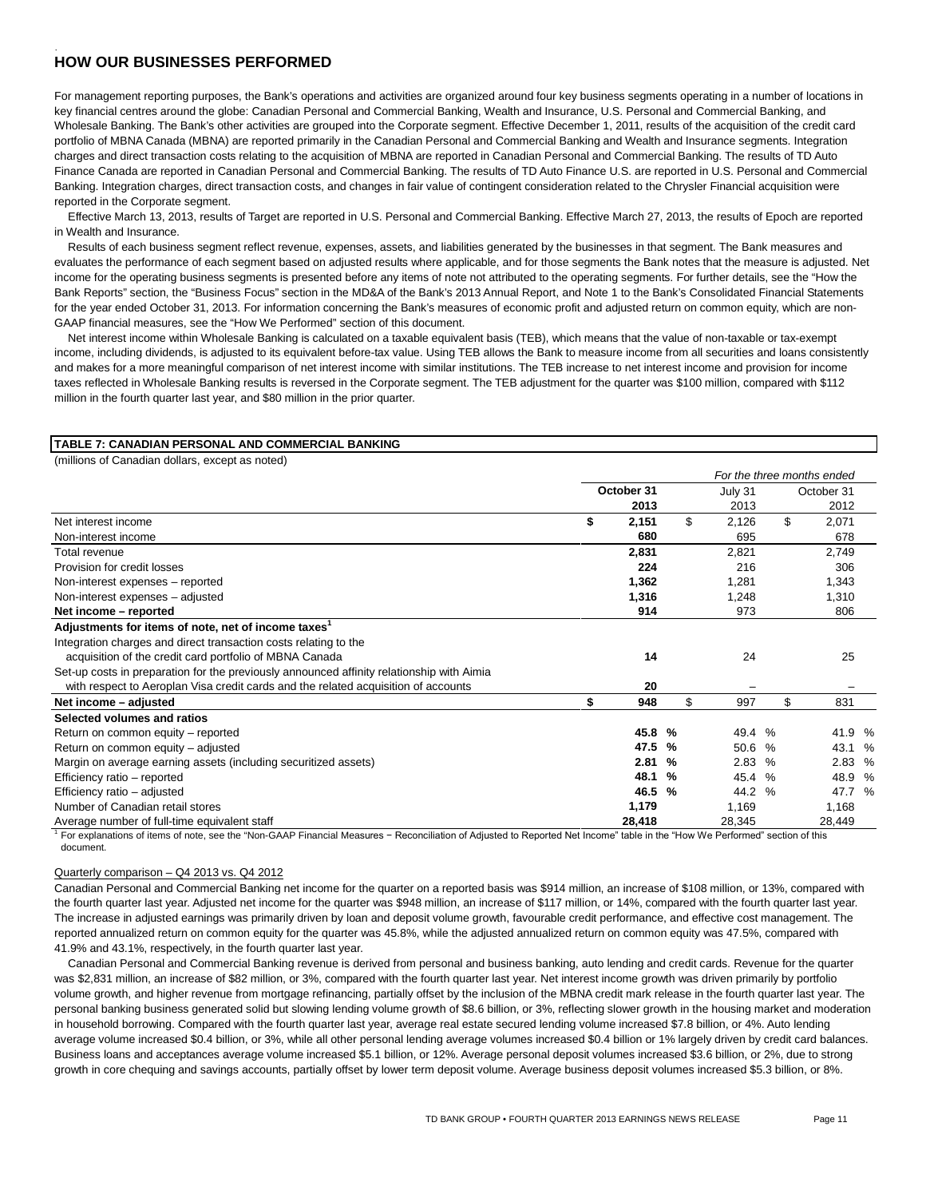## HOW OUR BUSINESSES PERFORMED

For management reporting purposes, the Bank's operations and activities are organized around four key business segments operating in a number of locations in key financial centres around the globe: Canadian Personal and Commercial Banking, Wealth and Insurance, U.S. Personal and Commercial Banking, and Wholesale Banking. The Bank's other activities are grouped into the Corporate segment. Effective December 1, 2011, results of the acquisition of the credit card portfolio of MBNA Canada (MBNA) are reported primarily in the Canadian Personal and Commercial Banking and Wealth and Insurance segments. Integration charges and direct transaction costs relating to the acquisition of MBNA are reported in Canadian Personal and Commercial Banking. The results of TD Auto Finance Canada are reported in Canadian Personal and Commercial Banking. The results of TD Auto Finance U.S. are reported in U.S. Personal and Commercial Banking. Integration charges, direct transaction costs, and changes in fair value of contingent consideration related to the Chrysler Financial acquisition were reported in the Corporate segment.

Effective March 13, 2013, results of Target are reported in U.S. Personal and Commercial Banking. Effective March 27, 2013, the results of Epoch are reported in Wealth and Insurance.

Results of each business segment reflect revenue, expenses, assets, and liabilities generated by the businesses in that segment. The Bank measures and evaluates the performance of each segment based on adjusted results where applicable, and for those segments the Bank notes that the measure is adjusted. Net income for the operating business segments is presented before any items of note not attributed to the operating segments. For further details, see the "How the Bank Reports" section, the "Business Focus" section in the MD&A of the Bank's 2013 Annual Report, and Note 1 to the Bank's Consolidated Financial Statements for the year ended October 31, 2013. For information concerning the Bank's measures of economic profit and adjusted return on common equity, which are non-GAAP financial measures, see the "How We Performed" section of this document.

Net interest income within Wholesale Banking is calculated on a taxable equivalent basis (TEB), which means that the value of non-taxable or tax-exempt income, including dividends, is adjusted to its equivalent before-tax value. Using TEB allows the Bank to measure income from all securities and loans consistently and makes for a more meaningful comparison of net interest income with similar institutions. The TEB increase to net interest income and provision for income taxes reflected in Wholesale Banking results is reversed in the Corporate segment. The TEB adjustment for the quarter was $100 million, compared with $112 million in the fourth quarter last year, and $80 million in the prior quarter.

**TABLE 7: CANADIAN PERSONAL AND COMMERCIAL BANKING**

(millions of Canadian dollars, except as noted)

| | *For the three months ended* | | |
|---|---|---|---|
| | **October 31 2013** | July 31 2013 | October 31 2012 |
| Net interest income | **$ 2,151** | $ 2,126 | $ 2,071 |
| Non-interest income | **680** | 695 | 678 |
| Total revenue | **2,831** | 2,821 | 2,749 |
| Provision for credit losses | **224** | 216 | 306 |
| Non-interest expenses – reported | **1,362** | 1,281 | 1,343 |
| Non-interest expenses – adjusted | **1,316** | 1,248 | 1,310 |
| **Net income – reported** | **914** | 973 | 806 |
| **Adjustments for items of note, net of income taxes**[1] | | | |
| Integration charges and direct transaction costs relating to the acquisition of the credit card portfolio of MBNA Canada | **14** | 24 | 25 |
| Set-up costs in preparation for the previously announced affinity relationship with Aimia with respect to Aeroplan Visa credit cards and the related acquisition of accounts | **20** | – | – |
| **Net income – adjusted** | **$ 948** | $ 997 | $ 831 |
| **Selected volumes and ratios** | | | |
| Return on common equity – reported | **45.8 %** | 49.4 % | 41.9 % |
| Return on common equity – adjusted | **47.5 %** | 50.6 % | 43.1 % |
| Margin on average earning assets (including securitized assets) | **2.81 %** | 2.83 % | 2.83 % |
| Efficiency ratio – reported | **48.1 %** | 45.4 % | 48.9 % |
| Efficiency ratio – adjusted | **46.5 %** | 44.2 % | 47.7 % |
| Number of Canadian retail stores | **1,179** | 1,169 | 1,168 |
| Average number of full-time equivalent staff | **28,418** | 28,345 | 28,449 |

[1] For explanations of items of note, see the "Non-GAAP Financial Measures − Reconciliation of Adjusted to Reported Net Income" table in the "How We Performed" section of this document.

Quarterly comparison – Q4 2013 vs. Q4 2012

Canadian Personal and Commercial Banking net income for the quarter on a reported basis was $914 million, an increase of $108 million, or 13%, compared with the fourth quarter last year. Adjusted net income for the quarter was $948 million, an increase of $117 million, or 14%, compared with the fourth quarter last year. The increase in adjusted earnings was primarily driven by loan and deposit volume growth, favourable credit performance, and effective cost management. The reported annualized return on common equity for the quarter was 45.8%, while the adjusted annualized return on common equity was 47.5%, compared with 41.9% and 43.1%, respectively, in the fourth quarter last year.

Canadian Personal and Commercial Banking revenue is derived from personal and business banking, auto lending and credit cards. Revenue for the quarter was $2,831 million, an increase of $82 million, or 3%, compared with the fourth quarter last year. Net interest income growth was driven primarily by portfolio volume growth, and higher revenue from mortgage refinancing, partially offset by the inclusion of the MBNA credit mark release in the fourth quarter last year. The personal banking business generated solid but slowing lending volume growth of $8.6 billion, or 3%, reflecting slower growth in the housing market and moderation in household borrowing. Compared with the fourth quarter last year, average real estate secured lending volume increased $7.8 billion, or 4%. Auto lending average volume increased $0.4 billion, or 3%, while all other personal lending average volumes increased $0.4 billion or 1% largely driven by credit card balances. Business loans and acceptances average volume increased $5.1 billion, or 12%. Average personal deposit volumes increased $3.6 billion, or 2%, due to strong growth in core chequing and savings accounts, partially offset by lower term deposit volume. Average business deposit volumes increased $5.3 billion, or 8%.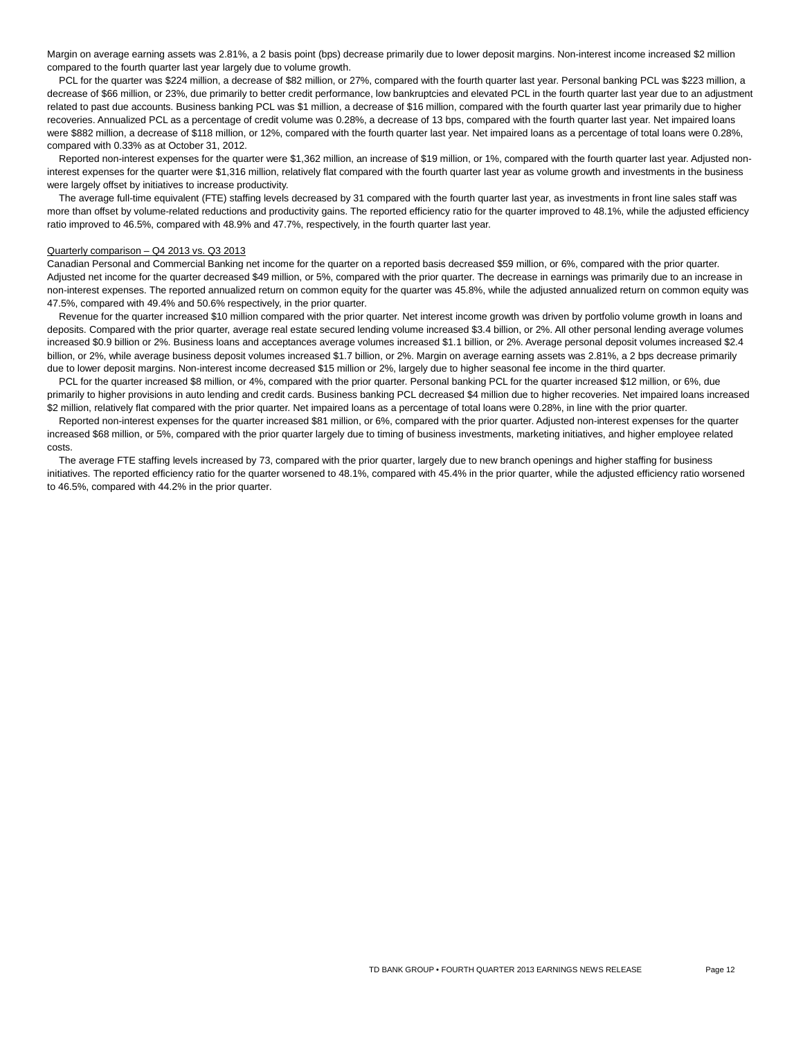Margin on average earning assets was 2.81%, a 2 basis point (bps) decrease primarily due to lower deposit margins. Non-interest income increased $2 million compared to the fourth quarter last year largely due to volume growth.

PCL for the quarter was $224 million, a decrease of $82 million, or 27%, compared with the fourth quarter last year. Personal banking PCL was $223 million, a decrease of $66 million, or 23%, due primarily to better credit performance, low bankruptcies and elevated PCL in the fourth quarter last year due to an adjustment related to past due accounts. Business banking PCL was $1 million, a decrease of $16 million, compared with the fourth quarter last year primarily due to higher recoveries. Annualized PCL as a percentage of credit volume was 0.28%, a decrease of 13 bps, compared with the fourth quarter last year. Net impaired loans were $882 million, a decrease of $118 million, or 12%, compared with the fourth quarter last year. Net impaired loans as a percentage of total loans were 0.28%, compared with 0.33% as at October 31, 2012.

Reported non-interest expenses for the quarter were $1,362 million, an increase of $19 million, or 1%, compared with the fourth quarter last year. Adjusted non-interest expenses for the quarter were $1,316 million, relatively flat compared with the fourth quarter last year as volume growth and investments in the business were largely offset by initiatives to increase productivity.

The average full-time equivalent (FTE) staffing levels decreased by 31 compared with the fourth quarter last year, as investments in front line sales staff was more than offset by volume-related reductions and productivity gains. The reported efficiency ratio for the quarter improved to 48.1%, while the adjusted efficiency ratio improved to 46.5%, compared with 48.9% and 47.7%, respectively, in the fourth quarter last year.

Quarterly comparison – Q4 2013 vs. Q3 2013

Canadian Personal and Commercial Banking net income for the quarter on a reported basis decreased $59 million, or 6%, compared with the prior quarter. Adjusted net income for the quarter decreased $49 million, or 5%, compared with the prior quarter. The decrease in earnings was primarily due to an increase in non-interest expenses. The reported annualized return on common equity for the quarter was 45.8%, while the adjusted annualized return on common equity was 47.5%, compared with 49.4% and 50.6% respectively, in the prior quarter.

Revenue for the quarter increased $10 million compared with the prior quarter. Net interest income growth was driven by portfolio volume growth in loans and deposits. Compared with the prior quarter, average real estate secured lending volume increased $3.4 billion, or 2%. All other personal lending average volumes increased $0.9 billion or 2%. Business loans and acceptances average volumes increased $1.1 billion, or 2%. Average personal deposit volumes increased $2.4 billion, or 2%, while average business deposit volumes increased $1.7 billion, or 2%. Margin on average earning assets was 2.81%, a 2 bps decrease primarily due to lower deposit margins. Non-interest income decreased $15 million or 2%, largely due to higher seasonal fee income in the third quarter.

PCL for the quarter increased $8 million, or 4%, compared with the prior quarter. Personal banking PCL for the quarter increased $12 million, or 6%, due primarily to higher provisions in auto lending and credit cards. Business banking PCL decreased $4 million due to higher recoveries. Net impaired loans increased $2 million, relatively flat compared with the prior quarter. Net impaired loans as a percentage of total loans were 0.28%, in line with the prior quarter.

Reported non-interest expenses for the quarter increased $81 million, or 6%, compared with the prior quarter. Adjusted non-interest expenses for the quarter increased $68 million, or 5%, compared with the prior quarter largely due to timing of business investments, marketing initiatives, and higher employee related costs.

The average FTE staffing levels increased by 73, compared with the prior quarter, largely due to new branch openings and higher staffing for business initiatives. The reported efficiency ratio for the quarter worsened to 48.1%, compared with 45.4% in the prior quarter, while the adjusted efficiency ratio worsened to 46.5%, compared with 44.2% in the prior quarter.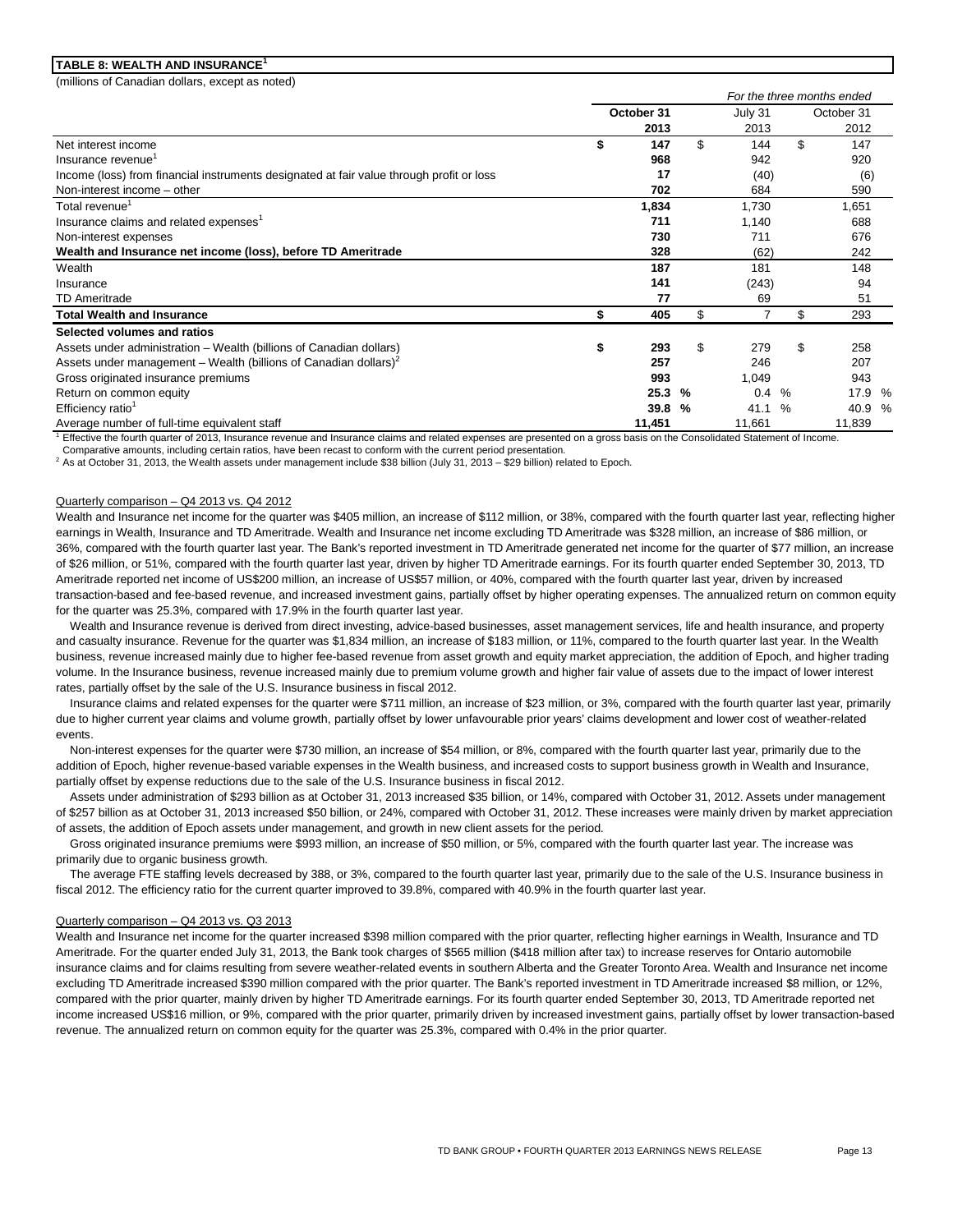**TABLE 8: WEALTH AND INSURANCE[1]**

(millions of Canadian dollars, except as noted)

| | *For the three months ended* | | |
|---|---|---|---|
| | **October 31 2013** | July 31 2013 | October 31 2012 |
| Net interest income | **$ 147** | $ 144 | $ 147 |
| Insurance revenue[1] | **968** | 942 | 920 |
| Income (loss) from financial instruments designated at fair value through profit or loss | **17** | (40) | (6) |
| Non-interest income – other | **702** | 684 | 590 |
| Total revenue[1] | **1,834** | 1,730 | 1,651 |
| Insurance claims and related expenses[1] | **711** | 1,140 | 688 |
| Non-interest expenses | **730** | 711 | 676 |
| **Wealth and Insurance net income (loss), before TD Ameritrade** | **328** | (62) | 242 |
| Wealth | **187** | 181 | 148 |
| Insurance | **141** | (243) | 94 |
| TD Ameritrade | **77** | 69 | 51 |
| **Total Wealth and Insurance** | **$ 405** | $ 7 | $ 293 |
| **Selected volumes and ratios** | | | |
| Assets under administration – Wealth (billions of Canadian dollars) | **$ 293** | $ 279 | $ 258 |
| Assets under management – Wealth (billions of Canadian dollars)[2] | **257** | 246 | 207 |
| Gross originated insurance premiums | **993** | 1,049 | 943 |
| Return on common equity | **25.3 %** | 0.4 % | 17.9 % |
| Efficiency ratio[1] | **39.8 %** | 41.1 % | 40.9 % |
| Average number of full-time equivalent staff | **11,451** | 11,661 | 11,839 |

[1] Effective the fourth quarter of 2013, Insurance revenue and Insurance claims and related expenses are presented on a gross basis on the Consolidated Statement of Income. Comparative amounts, including certain ratios, have been recast to conform with the current period presentation.

[2] As at October 31, 2013, the Wealth assets under management include $38 billion (July 31, 2013 – $29 billion) related to Epoch.

Quarterly comparison – Q4 2013 vs. Q4 2012

Wealth and Insurance net income for the quarter was $405 million, an increase of $112 million, or 38%, compared with the fourth quarter last year, reflecting higher earnings in Wealth, Insurance and TD Ameritrade. Wealth and Insurance net income excluding TD Ameritrade was $328 million, an increase of $86 million, or 36%, compared with the fourth quarter last year. The Bank's reported investment in TD Ameritrade generated net income for the quarter of $77 million, an increase of $26 million, or 51%, compared with the fourth quarter last year, driven by higher TD Ameritrade earnings. For its fourth quarter ended September 30, 2013, TD Ameritrade reported net income of US$200 million, an increase of US$57 million, or 40%, compared with the fourth quarter last year, driven by increased transaction-based and fee-based revenue, and increased investment gains, partially offset by higher operating expenses. The annualized return on common equity for the quarter was 25.3%, compared with 17.9% in the fourth quarter last year.

Wealth and Insurance revenue is derived from direct investing, advice-based businesses, asset management services, life and health insurance, and property and casualty insurance. Revenue for the quarter was $1,834 million, an increase of $183 million, or 11%, compared to the fourth quarter last year. In the Wealth business, revenue increased mainly due to higher fee-based revenue from asset growth and equity market appreciation, the addition of Epoch, and higher trading volume. In the Insurance business, revenue increased mainly due to premium volume growth and higher fair value of assets due to the impact of lower interest rates, partially offset by the sale of the U.S. Insurance business in fiscal 2012.

Insurance claims and related expenses for the quarter were $711 million, an increase of $23 million, or 3%, compared with the fourth quarter last year, primarily due to higher current year claims and volume growth, partially offset by lower unfavourable prior years' claims development and lower cost of weather-related events.

Non-interest expenses for the quarter were $730 million, an increase of $54 million, or 8%, compared with the fourth quarter last year, primarily due to the addition of Epoch, higher revenue-based variable expenses in the Wealth business, and increased costs to support business growth in Wealth and Insurance, partially offset by expense reductions due to the sale of the U.S. Insurance business in fiscal 2012.

Assets under administration of $293 billion as at October 31, 2013 increased $35 billion, or 14%, compared with October 31, 2012. Assets under management of $257 billion as at October 31, 2013 increased $50 billion, or 24%, compared with October 31, 2012. These increases were mainly driven by market appreciation of assets, the addition of Epoch assets under management, and growth in new client assets for the period.

Gross originated insurance premiums were $993 million, an increase of $50 million, or 5%, compared with the fourth quarter last year. The increase was primarily due to organic business growth.

The average FTE staffing levels decreased by 388, or 3%, compared to the fourth quarter last year, primarily due to the sale of the U.S. Insurance business in fiscal 2012. The efficiency ratio for the current quarter improved to 39.8%, compared with 40.9% in the fourth quarter last year.

Quarterly comparison – Q4 2013 vs. Q3 2013

Wealth and Insurance net income for the quarter increased $398 million compared with the prior quarter, reflecting higher earnings in Wealth, Insurance and TD Ameritrade. For the quarter ended July 31, 2013, the Bank took charges of $565 million ($418 million after tax) to increase reserves for Ontario automobile insurance claims and for claims resulting from severe weather-related events in southern Alberta and the Greater Toronto Area. Wealth and Insurance net income excluding TD Ameritrade increased $390 million compared with the prior quarter. The Bank's reported investment in TD Ameritrade increased $8 million, or 12%, compared with the prior quarter, mainly driven by higher TD Ameritrade earnings. For its fourth quarter ended September 30, 2013, TD Ameritrade reported net income increased US$16 million, or 9%, compared with the prior quarter, primarily driven by increased investment gains, partially offset by lower transaction-based revenue. The annualized return on common equity for the quarter was 25.3%, compared with 0.4% in the prior quarter.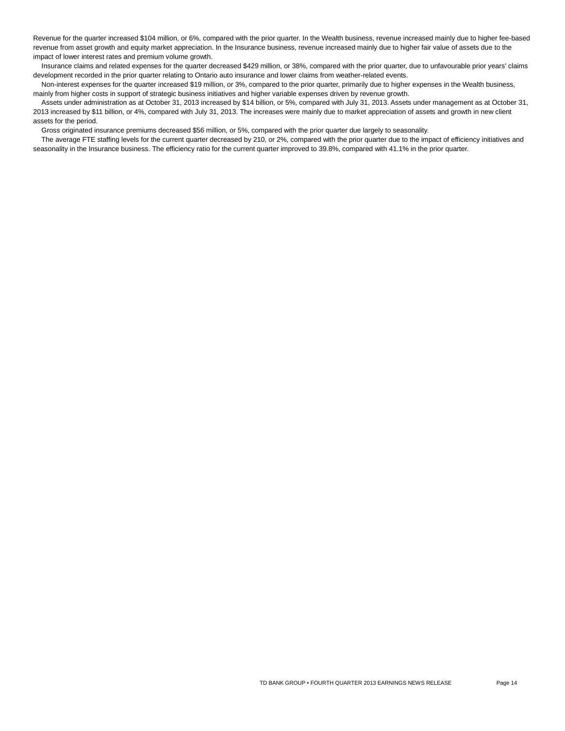Revenue for the quarter increased $104 million, or 6%, compared with the prior quarter. In the Wealth business, revenue increased mainly due to higher fee-based revenue from asset growth and equity market appreciation. In the Insurance business, revenue increased mainly due to higher fair value of assets due to the impact of lower interest rates and premium volume growth.

Insurance claims and related expenses for the quarter decreased $429 million, or 38%, compared with the prior quarter, due to unfavourable prior years' claims development recorded in the prior quarter relating to Ontario auto insurance and lower claims from weather-related events.

Non-interest expenses for the quarter increased $19 million, or 3%, compared to the prior quarter, primarily due to higher expenses in the Wealth business, mainly from higher costs in support of strategic business initiatives and higher variable expenses driven by revenue growth.

Assets under administration as at October 31, 2013 increased by $14 billion, or 5%, compared with July 31, 2013. Assets under management as at October 31, 2013 increased by $11 billion, or 4%, compared with July 31, 2013. The increases were mainly due to market appreciation of assets and growth in new client assets for the period.

Gross originated insurance premiums decreased $56 million, or 5%, compared with the prior quarter due largely to seasonality.

The average FTE staffing levels for the current quarter decreased by 210, or 2%, compared with the prior quarter due to the impact of efficiency initiatives and seasonality in the Insurance business. The efficiency ratio for the current quarter improved to 39.8%, compared with 41.1% in the prior quarter.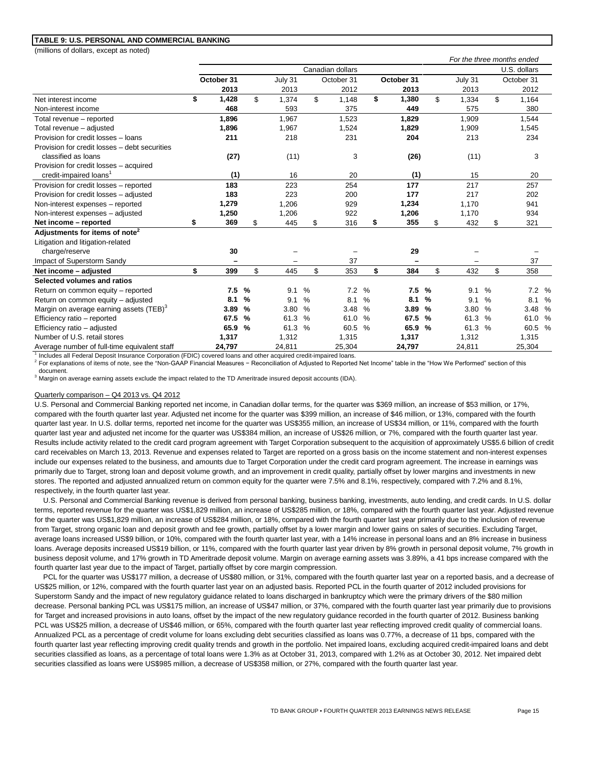**TABLE 9: U.S. PERSONAL AND COMMERCIAL BANKING**

(millions of dollars, except as noted)

| | *For the three months ended* | | | | | |
|---|---|---|---|---|---|---|
| | Canadian dollars | | | U.S. dollars | | |
| | **October 31 2013** | July 31 2013 | October 31 2012 | **October 31 2013** | July 31 2013 | October 31 2012 |
| Net interest income | **$ 1,428** | $ 1,374 | $ 1,148 | **$ 1,380** | $ 1,334 | $ 1,164 |
| Non-interest income | **468** | 593 | 375 | **449** | 575 | 380 |
| Total revenue – reported | **1,896** | 1,967 | 1,523 | **1,829** | 1,909 | 1,544 |
| Total revenue – adjusted | **1,896** | 1,967 | 1,524 | **1,829** | 1,909 | 1,545 |
| Provision for credit losses – loans | **211** | 218 | 231 | **204** | 213 | 234 |
| Provision for credit losses – debt securities classified as loans | **(27)** | (11) | 3 | **(26)** | (11) | 3 |
| Provision for credit losses – acquired credit-impaired loans[1] | **(1)** | 16 | 20 | **(1)** | 15 | 20 |
| Provision for credit losses – reported | **183** | 223 | 254 | **177** | 217 | 257 |
| Provision for credit losses – adjusted | **183** | 223 | 200 | **177** | 217 | 202 |
| Non-interest expenses – reported | **1,279** | 1,206 | 929 | **1,234** | 1,170 | 941 |
| Non-interest expenses – adjusted | **1,250** | 1,206 | 922 | **1,206** | 1,170 | 934 |
| **Net income – reported** | **$ 369** | $ 445 | $ 316 | **$ 355** | $ 432 | $ 321 |
| **Adjustments for items of note[2]** | | | | | | |
| Litigation and litigation-related charge/reserve | **30** | – | – | **29** | – | – |
| Impact of Superstorm Sandy | **–** | – | 37 | **–** | – | 37 |
| **Net income – adjusted** | **$ 399** | $ 445 | $ 353 | **$ 384** | $ 432 | $ 358 |
| **Selected volumes and ratios** | | | | | | |
| Return on common equity – reported | **7.5 %** | 9.1 % | 7.2 % | **7.5 %** | 9.1 % | 7.2 % |
| Return on common equity – adjusted | **8.1 %** | 9.1 % | 8.1 % | **8.1 %** | 9.1 % | 8.1 % |
| Margin on average earning assets (TEB)[3] | **3.89 %** | 3.80 % | 3.48 % | **3.89 %** | 3.80 % | 3.48 % |
| Efficiency ratio – reported | **67.5 %** | 61.3 % | 61.0 % | **67.5 %** | 61.3 % | 61.0 % |
| Efficiency ratio – adjusted | **65.9 %** | 61.3 % | 60.5 % | **65.9 %** | 61.3 % | 60.5 % |
| Number of U.S. retail stores | **1,317** | 1,312 | 1,315 | **1,317** | 1,312 | 1,315 |
| Average number of full-time equivalent staff | **24,797** | 24,811 | 25,304 | **24,797** | 24,811 | 25,304 |

[1] Includes all Federal Deposit Insurance Corporation (FDIC) covered loans and other acquired credit-impaired loans.
[2] For explanations of items of note, see the "Non-GAAP Financial Measures − Reconciliation of Adjusted to Reported Net Income" table in the "How We Performed" section of this document.
[3] Margin on average earning assets exclude the impact related to the TD Ameritrade insured deposit accounts (IDA).

Quarterly comparison – Q4 2013 vs. Q4 2012

U.S. Personal and Commercial Banking reported net income, in Canadian dollar terms, for the quarter was $369 million, an increase of $53 million, or 17%, compared with the fourth quarter last year. Adjusted net income for the quarter was $399 million, an increase of $46 million, or 13%, compared with the fourth quarter last year. In U.S. dollar terms, reported net income for the quarter was US$355 million, an increase of US$34 million, or 11%, compared with the fourth quarter last year and adjusted net income for the quarter was US$384 million, an increase of US$26 million, or 7%, compared with the fourth quarter last year. Results include activity related to the credit card program agreement with Target Corporation subsequent to the acquisition of approximately US$5.6 billion of credit card receivables on March 13, 2013. Revenue and expenses related to Target are reported on a gross basis on the income statement and non-interest expenses include our expenses related to the business, and amounts due to Target Corporation under the credit card program agreement. The increase in earnings was primarily due to Target, strong loan and deposit volume growth, and an improvement in credit quality, partially offset by lower margins and investments in new stores. The reported and adjusted annualized return on common equity for the quarter were 7.5% and 8.1%, respectively, compared with 7.2% and 8.1%, respectively, in the fourth quarter last year.

U.S. Personal and Commercial Banking revenue is derived from personal banking, business banking, investments, auto lending, and credit cards. In U.S. dollar terms, reported revenue for the quarter was US$1,829 million, an increase of US$285 million, or 18%, compared with the fourth quarter last year. Adjusted revenue for the quarter was US$1,829 million, an increase of US$284 million, or 18%, compared with the fourth quarter last year primarily due to the inclusion of revenue from Target, strong organic loan and deposit growth and fee growth, partially offset by a lower margin and lower gains on sales of securities. Excluding Target, average loans increased US$9 billion, or 10%, compared with the fourth quarter last year, with a 14% increase in personal loans and an 8% increase in business loans. Average deposits increased US$19 billion, or 11%, compared with the fourth quarter last year driven by 8% growth in personal deposit volume, 7% growth in business deposit volume, and 17% growth in TD Ameritrade deposit volume. Margin on average earning assets was 3.89%, a 41 bps increase compared with the fourth quarter last year due to the impact of Target, partially offset by core margin compression.

PCL for the quarter was US$177 million, a decrease of US$80 million, or 31%, compared with the fourth quarter last year on a reported basis, and a decrease of US$25 million, or 12%, compared with the fourth quarter last year on an adjusted basis. Reported PCL in the fourth quarter of 2012 included provisions for Superstorm Sandy and the impact of new regulatory guidance related to loans discharged in bankruptcy which were the primary drivers of the $80 million decrease. Personal banking PCL was US$175 million, an increase of US$47 million, or 37%, compared with the fourth quarter last year primarily due to provisions for Target and increased provisions in auto loans, offset by the impact of the new regulatory guidance recorded in the fourth quarter of 2012. Business banking PCL was US$25 million, a decrease of US$46 million, or 65%, compared with the fourth quarter last year reflecting improved credit quality of commercial loans. Annualized PCL as a percentage of credit volume for loans excluding debt securities classified as loans was 0.77%, a decrease of 11 bps, compared with the fourth quarter last year reflecting improving credit quality trends and growth in the portfolio. Net impaired loans, excluding acquired credit-impaired loans and debt securities classified as loans, as a percentage of total loans were 1.3% as at October 31, 2013, compared with 1.2% as at October 30, 2012. Net impaired debt securities classified as loans were US$985 million, a decrease of US$358 million, or 27%, compared with the fourth quarter last year.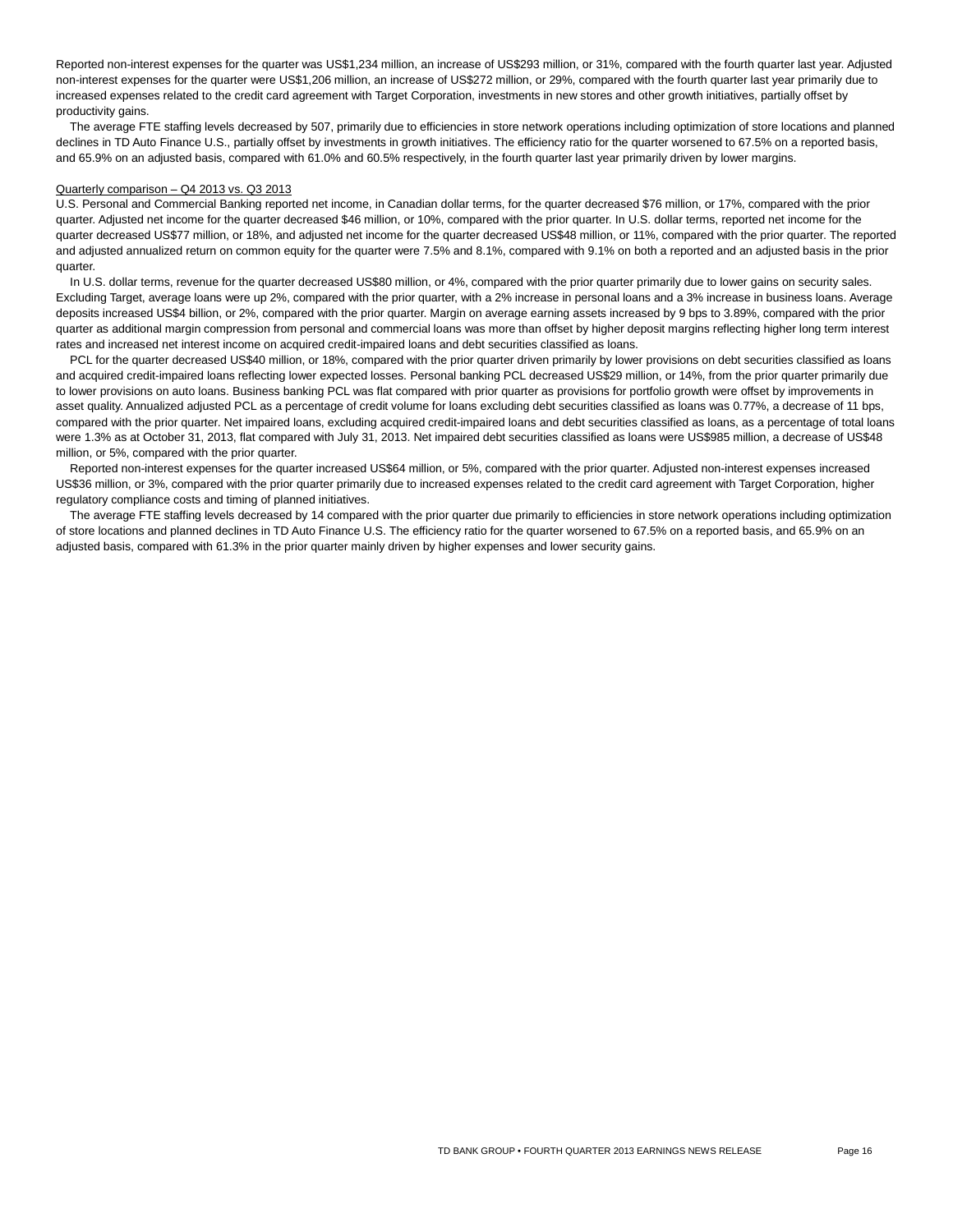Reported non-interest expenses for the quarter was US$1,234 million, an increase of US$293 million, or 31%, compared with the fourth quarter last year. Adjusted non-interest expenses for the quarter were US$1,206 million, an increase of US$272 million, or 29%, compared with the fourth quarter last year primarily due to increased expenses related to the credit card agreement with Target Corporation, investments in new stores and other growth initiatives, partially offset by productivity gains.

The average FTE staffing levels decreased by 507, primarily due to efficiencies in store network operations including optimization of store locations and planned declines in TD Auto Finance U.S., partially offset by investments in growth initiatives. The efficiency ratio for the quarter worsened to 67.5% on a reported basis, and 65.9% on an adjusted basis, compared with 61.0% and 60.5% respectively, in the fourth quarter last year primarily driven by lower margins.

Quarterly comparison – Q4 2013 vs. Q3 2013

U.S. Personal and Commercial Banking reported net income, in Canadian dollar terms, for the quarter decreased $76 million, or 17%, compared with the prior quarter. Adjusted net income for the quarter decreased $46 million, or 10%, compared with the prior quarter. In U.S. dollar terms, reported net income for the quarter decreased US$77 million, or 18%, and adjusted net income for the quarter decreased US$48 million, or 11%, compared with the prior quarter. The reported and adjusted annualized return on common equity for the quarter were 7.5% and 8.1%, compared with 9.1% on both a reported and an adjusted basis in the prior quarter.

In U.S. dollar terms, revenue for the quarter decreased US$80 million, or 4%, compared with the prior quarter primarily due to lower gains on security sales. Excluding Target, average loans were up 2%, compared with the prior quarter, with a 2% increase in personal loans and a 3% increase in business loans. Average deposits increased US$4 billion, or 2%, compared with the prior quarter. Margin on average earning assets increased by 9 bps to 3.89%, compared with the prior quarter as additional margin compression from personal and commercial loans was more than offset by higher deposit margins reflecting higher long term interest rates and increased net interest income on acquired credit-impaired loans and debt securities classified as loans.

PCL for the quarter decreased US$40 million, or 18%, compared with the prior quarter driven primarily by lower provisions on debt securities classified as loans and acquired credit-impaired loans reflecting lower expected losses. Personal banking PCL decreased US$29 million, or 14%, from the prior quarter primarily due to lower provisions on auto loans. Business banking PCL was flat compared with prior quarter as provisions for portfolio growth were offset by improvements in asset quality. Annualized adjusted PCL as a percentage of credit volume for loans excluding debt securities classified as loans was 0.77%, a decrease of 11 bps, compared with the prior quarter. Net impaired loans, excluding acquired credit-impaired loans and debt securities classified as loans, as a percentage of total loans were 1.3% as at October 31, 2013, flat compared with July 31, 2013. Net impaired debt securities classified as loans were US$985 million, a decrease of US$48 million, or 5%, compared with the prior quarter.

Reported non-interest expenses for the quarter increased US$64 million, or 5%, compared with the prior quarter. Adjusted non-interest expenses increased US$36 million, or 3%, compared with the prior quarter primarily due to increased expenses related to the credit card agreement with Target Corporation, higher regulatory compliance costs and timing of planned initiatives.

The average FTE staffing levels decreased by 14 compared with the prior quarter due primarily to efficiencies in store network operations including optimization of store locations and planned declines in TD Auto Finance U.S. The efficiency ratio for the quarter worsened to 67.5% on a reported basis, and 65.9% on an adjusted basis, compared with 61.3% in the prior quarter mainly driven by higher expenses and lower security gains.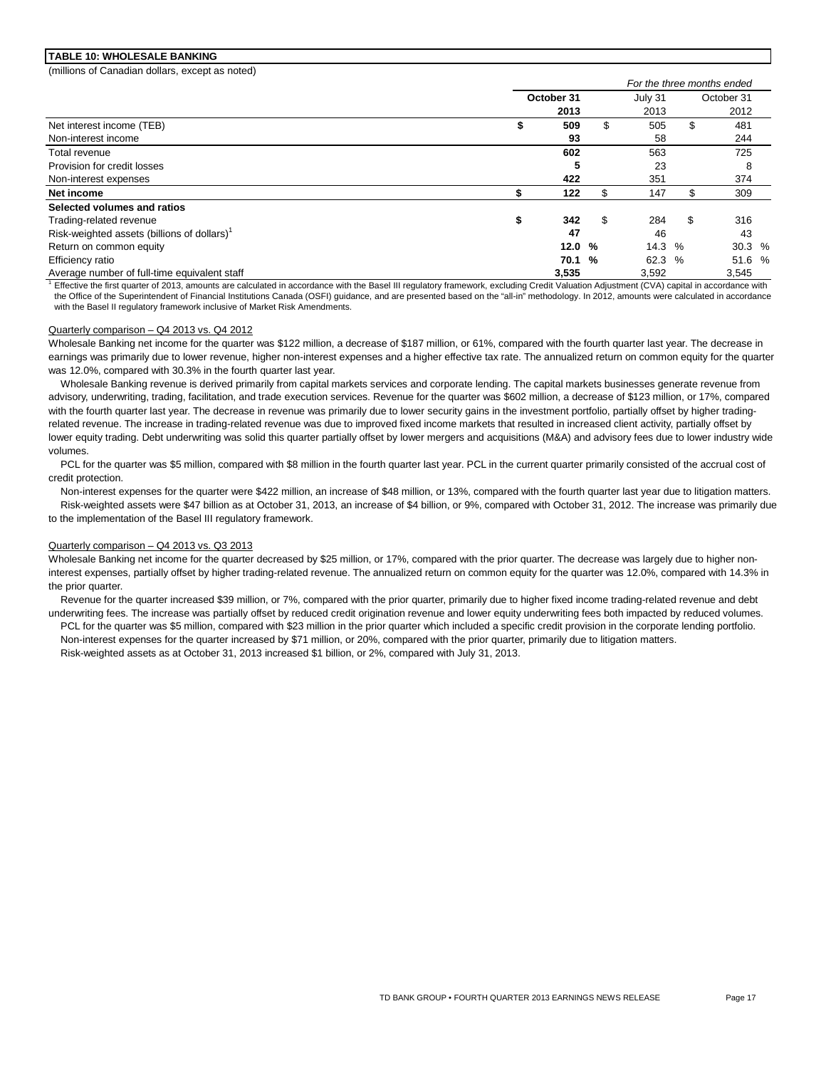**TABLE 10: WHOLESALE BANKING**

(millions of Canadian dollars, except as noted)

| | *For the three months ended* | | |
|---|---|---|---|
| | **October 31 2013** | July 31 2013 | October 31 2012 |
| Net interest income (TEB) | **$ 509** | $ 505 | $ 481 |
| Non-interest income | **93** | 58 | 244 |
| Total revenue | **602** | 563 | 725 |
| Provision for credit losses | **5** | 23 | 8 |
| Non-interest expenses | **422** | 351 | 374 |
| **Net income** | **$ 122** | $ 147 | $ 309 |
| **Selected volumes and ratios** | | | |
| Trading-related revenue | **$ 342** | $ 284 | $ 316 |
| Risk-weighted assets (billions of dollars)[1] | **47** | 46 | 43 |
| Return on common equity | **12.0 %** | 14.3 % | 30.3 % |
| Efficiency ratio | **70.1 %** | 62.3 % | 51.6 % |
| Average number of full-time equivalent staff | **3,535** | 3,592 | 3,545 |

[1] Effective the first quarter of 2013, amounts are calculated in accordance with the Basel III regulatory framework, excluding Credit Valuation Adjustment (CVA) capital in accordance with the Office of the Superintendent of Financial Institutions Canada (OSFI) guidance, and are presented based on the "all-in" methodology. In 2012, amounts were calculated in accordance with the Basel II regulatory framework inclusive of Market Risk Amendments.

Quarterly comparison – Q4 2013 vs. Q4 2012

Wholesale Banking net income for the quarter was $122 million, a decrease of $187 million, or 61%, compared with the fourth quarter last year. The decrease in earnings was primarily due to lower revenue, higher non-interest expenses and a higher effective tax rate. The annualized return on common equity for the quarter was 12.0%, compared with 30.3% in the fourth quarter last year.

Wholesale Banking revenue is derived primarily from capital markets services and corporate lending. The capital markets businesses generate revenue from advisory, underwriting, trading, facilitation, and trade execution services. Revenue for the quarter was $602 million, a decrease of $123 million, or 17%, compared with the fourth quarter last year. The decrease in revenue was primarily due to lower security gains in the investment portfolio, partially offset by higher trading-related revenue. The increase in trading-related revenue was due to improved fixed income markets that resulted in increased client activity, partially offset by lower equity trading. Debt underwriting was solid this quarter partially offset by lower mergers and acquisitions (M&A) and advisory fees due to lower industry wide volumes.

PCL for the quarter was $5 million, compared with $8 million in the fourth quarter last year. PCL in the current quarter primarily consisted of the accrual cost of credit protection.

Non-interest expenses for the quarter were $422 million, an increase of $48 million, or 13%, compared with the fourth quarter last year due to litigation matters.

Risk-weighted assets were $47 billion as at October 31, 2013, an increase of $4 billion, or 9%, compared with October 31, 2012. The increase was primarily due to the implementation of the Basel III regulatory framework.

Quarterly comparison – Q4 2013 vs. Q3 2013

Wholesale Banking net income for the quarter decreased by $25 million, or 17%, compared with the prior quarter. The decrease was largely due to higher non-interest expenses, partially offset by higher trading-related revenue. The annualized return on common equity for the quarter was 12.0%, compared with 14.3% in the prior quarter.

Revenue for the quarter increased $39 million, or 7%, compared with the prior quarter, primarily due to higher fixed income trading-related revenue and debt underwriting fees. The increase was partially offset by reduced credit origination revenue and lower equity underwriting fees both impacted by reduced volumes.

PCL for the quarter was $5 million, compared with $23 million in the prior quarter which included a specific credit provision in the corporate lending portfolio.

Non-interest expenses for the quarter increased by $71 million, or 20%, compared with the prior quarter, primarily due to litigation matters.

Risk-weighted assets as at October 31, 2013 increased $1 billion, or 2%, compared with July 31, 2013.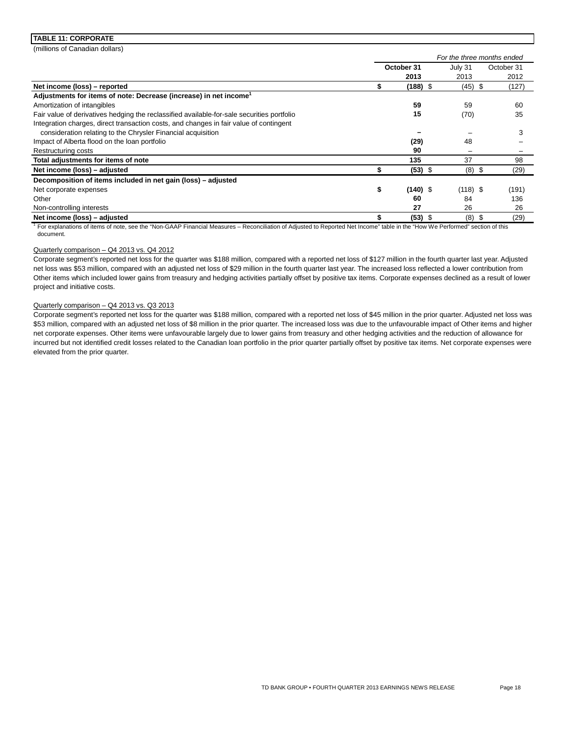**TABLE 11: CORPORATE**

(millions of Canadian dollars)

| | *For the three months ended* | | |
|---|---|---|---|
| | **October 31 2013** | July 31 2013 | October 31 2012 |
| **Net income (loss) – reported** | **$ (188)** | $ (45) | $ (127) |
| **Adjustments for items of note: Decrease (increase) in net income[1]** | | | |
| Amortization of intangibles | **59** | 59 | 60 |
| Fair value of derivatives hedging the reclassified available-for-sale securities portfolio | **15** | (70) | 35 |
| Integration charges, direct transaction costs, and changes in fair value of contingent consideration relating to the Chrysler Financial acquisition | **–** | – | 3 |
| Impact of Alberta flood on the loan portfolio | **(29)** | 48 | – |
| Restructuring costs | **90** | – | – |
| **Total adjustments for items of note** | **135** | 37 | 98 |
| **Net income (loss) – adjusted** | **$ (53)** | $ (8) | $ (29) |
| **Decomposition of items included in net gain (loss) – adjusted** | | | |
| Net corporate expenses | **$ (140)** | $ (118) | $ (191) |
| Other | **60** | 84 | 136 |
| Non-controlling interests | **27** | 26 | 26 |
| **Net income (loss) – adjusted** | **$ (53)** | $ (8) | $ (29) |

[1] For explanations of items of note, see the "Non-GAAP Financial Measures – Reconciliation of Adjusted to Reported Net Income" table in the "How We Performed" section of this document.

Quarterly comparison – Q4 2013 vs. Q4 2012

Corporate segment's reported net loss for the quarter was $188 million, compared with a reported net loss of $127 million in the fourth quarter last year. Adjusted net loss was $53 million, compared with an adjusted net loss of $29 million in the fourth quarter last year. The increased loss reflected a lower contribution from Other items which included lower gains from treasury and hedging activities partially offset by positive tax items. Corporate expenses declined as a result of lower project and initiative costs.

Quarterly comparison – Q4 2013 vs. Q3 2013

Corporate segment's reported net loss for the quarter was $188 million, compared with a reported net loss of $45 million in the prior quarter. Adjusted net loss was $53 million, compared with an adjusted net loss of $8 million in the prior quarter. The increased loss was due to the unfavourable impact of Other items and higher net corporate expenses. Other items were unfavourable largely due to lower gains from treasury and other hedging activities and the reduction of allowance for incurred but not identified credit losses related to the Canadian loan portfolio in the prior quarter partially offset by positive tax items. Net corporate expenses were elevated from the prior quarter.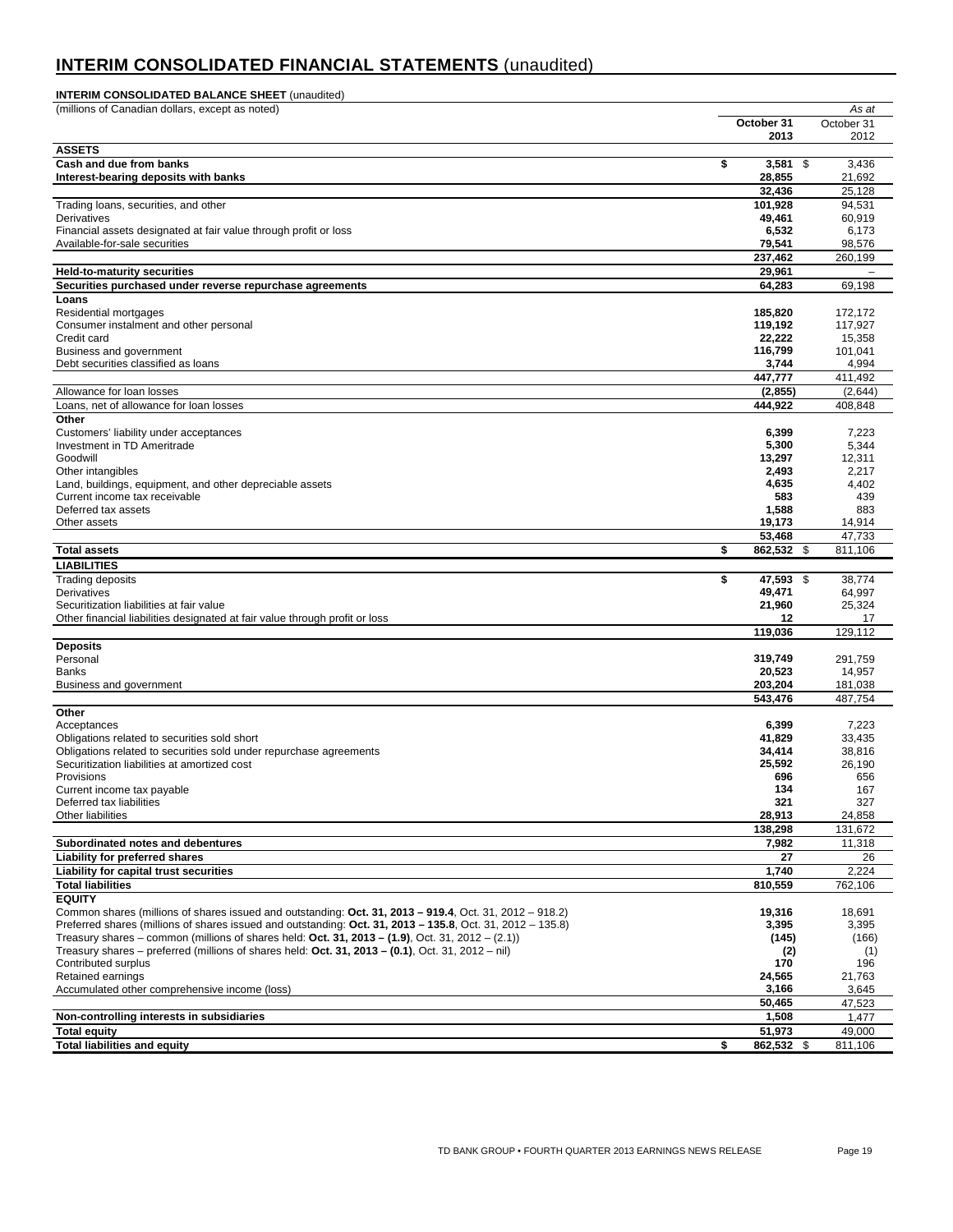# INTERIM CONSOLIDATED FINANCIAL STATEMENTS (unaudited)

**INTERIM CONSOLIDATED BALANCE SHEET** (unaudited)

| (millions of Canadian dollars, except as noted) | | *As at* |
|---|---|---|
| | **October 31 2013** | October 31 2012 |
| **ASSETS** | | |
| **Cash and due from banks** | **$ 3,581** | $ 3,436 |
| **Interest-bearing deposits with banks** | **28,855** | 21,692 |
| | **32,436** | 25,128 |
| Trading loans, securities, and other | **101,928** | 94,531 |
| Derivatives | **49,461** | 60,919 |
| Financial assets designated at fair value through profit or loss | **6,532** | 6,173 |
| Available-for-sale securities | **79,541** | 98,576 |
| | **237,462** | 260,199 |
| **Held-to-maturity securities** | **29,961** | – |
| **Securities purchased under reverse repurchase agreements** | **64,283** | 69,198 |
| **Loans** | | |
| Residential mortgages | **185,820** | 172,172 |
| Consumer instalment and other personal | **119,192** | 117,927 |
| Credit card | **22,222** | 15,358 |
| Business and government | **116,799** | 101,041 |
| Debt securities classified as loans | **3,744** | 4,994 |
| | **447,777** | 411,492 |
| Allowance for loan losses | **(2,855)** | (2,644) |
| Loans, net of allowance for loan losses | **444,922** | 408,848 |
| **Other** | | |
| Customers' liability under acceptances | **6,399** | 7,223 |
| Investment in TD Ameritrade | **5,300** | 5,344 |
| Goodwill | **13,297** | 12,311 |
| Other intangibles | **2,493** | 2,217 |
| Land, buildings, equipment, and other depreciable assets | **4,635** | 4,402 |
| Current income tax receivable | **583** | 439 |
| Deferred tax assets | **1,588** | 883 |
| Other assets | **19,173** | 14,914 |
| | **53,468** | 47,733 |
| **Total assets** | **$ 862,532** | $ 811,106 |
| **LIABILITIES** | | |
| Trading deposits | **$ 47,593** | $ 38,774 |
| Derivatives | **49,471** | 64,997 |
| Securitization liabilities at fair value | **21,960** | 25,324 |
| Other financial liabilities designated at fair value through profit or loss | **12** | 17 |
| | **119,036** | 129,112 |
| **Deposits** | | |
| Personal | **319,749** | 291,759 |
| Banks | **20,523** | 14,957 |
| Business and government | **203,204** | 181,038 |
| | **543,476** | 487,754 |
| **Other** | | |
| Acceptances | **6,399** | 7,223 |
| Obligations related to securities sold short | **41,829** | 33,435 |
| Obligations related to securities sold under repurchase agreements | **34,414** | 38,816 |
| Securitization liabilities at amortized cost | **25,592** | 26,190 |
| Provisions | **696** | 656 |
| Current income tax payable | **134** | 167 |
| Deferred tax liabilities | **321** | 327 |
| Other liabilities | **28,913** | 24,858 |
| | **138,298** | 131,672 |
| **Subordinated notes and debentures** | **7,982** | 11,318 |
| **Liability for preferred shares** | **27** | 26 |
| **Liability for capital trust securities** | **1,740** | 2,224 |
| **Total liabilities** | **810,559** | 762,106 |
| **EQUITY** | | |
| Common shares (millions of shares issued and outstanding: **Oct. 31, 2013 – 919.4**, Oct. 31, 2012 – 918.2) | **19,316** | 18,691 |
| Preferred shares (millions of shares issued and outstanding: **Oct. 31, 2013 – 135.8**, Oct. 31, 2012 – 135.8) | **3,395** | 3,395 |
| Treasury shares – common (millions of shares held: **Oct. 31, 2013 – (1.9)**, Oct. 31, 2012 – (2.1)) | **(145)** | (166) |
| Treasury shares – preferred (millions of shares held: **Oct. 31, 2013 – (0.1)**, Oct. 31, 2012 – nil) | **(2)** | (1) |
| Contributed surplus | **170** | 196 |
| Retained earnings | **24,565** | 21,763 |
| Accumulated other comprehensive income (loss) | **3,166** | 3,645 |
| | **50,465** | 47,523 |
| **Non-controlling interests in subsidiaries** | **1,508** | 1,477 |
| **Total equity** | **51,973** | 49,000 |
| **Total liabilities and equity** | **$ 862,532** | $ 811,106 |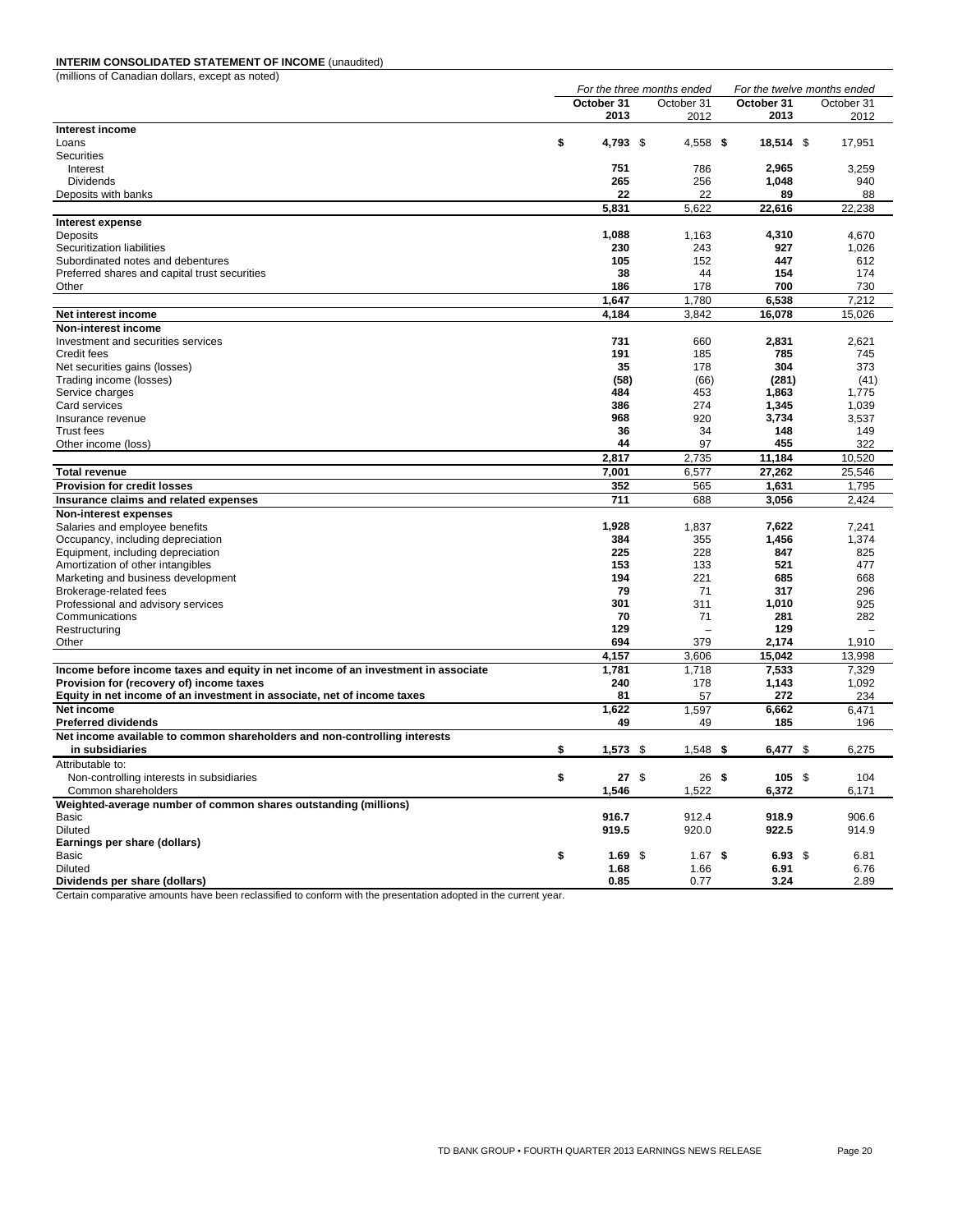**INTERIM CONSOLIDATED STATEMENT OF INCOME** (unaudited)

(millions of Canadian dollars, except as noted)

| | *For the three months ended* | | *For the twelve months ended* | |
|---|---|---|---|---|
| | **October 31 2013** | October 31 2012 | **October 31 2013** | October 31 2012 |
| **Interest income** | | | | |
| Loans | **$ 4,793** | $ 4,558 | **$ 18,514** | $ 17,951 |
| Securities | | | | |
| Interest | **751** | 786 | **2,965** | 3,259 |
| Dividends | **265** | 256 | **1,048** | 940 |
| Deposits with banks | **22** | 22 | **89** | 88 |
| | **5,831** | 5,622 | **22,616** | 22,238 |
| **Interest expense** | | | | |
| Deposits | **1,088** | 1,163 | **4,310** | 4,670 |
| Securitization liabilities | **230** | 243 | **927** | 1,026 |
| Subordinated notes and debentures | **105** | 152 | **447** | 612 |
| Preferred shares and capital trust securities | **38** | 44 | **154** | 174 |
| Other | **186** | 178 | **700** | 730 |
| | **1,647** | 1,780 | **6,538** | 7,212 |
| **Net interest income** | **4,184** | 3,842 | **16,078** | 15,026 |
| **Non-interest income** | | | | |
| Investment and securities services | **731** | 660 | **2,831** | 2,621 |
| Credit fees | **191** | 185 | **785** | 745 |
| Net securities gains (losses) | **35** | 178 | **304** | 373 |
| Trading income (losses) | **(58)** | (66) | **(281)** | (41) |
| Service charges | **484** | 453 | **1,863** | 1,775 |
| Card services | **386** | 274 | **1,345** | 1,039 |
| Insurance revenue | **968** | 920 | **3,734** | 3,537 |
| Trust fees | **36** | 34 | **148** | 149 |
| Other income (loss) | **44** | 97 | **455** | 322 |
| | **2,817** | 2,735 | **11,184** | 10,520 |
| **Total revenue** | **7,001** | 6,577 | **27,262** | 25,546 |
| **Provision for credit losses** | **352** | 565 | **1,631** | 1,795 |
| **Insurance claims and related expenses** | **711** | 688 | **3,056** | 2,424 |
| **Non-interest expenses** | | | | |
| Salaries and employee benefits | **1,928** | 1,837 | **7,622** | 7,241 |
| Occupancy, including depreciation | **384** | 355 | **1,456** | 1,374 |
| Equipment, including depreciation | **225** | 228 | **847** | 825 |
| Amortization of other intangibles | **153** | 133 | **521** | 477 |
| Marketing and business development | **194** | 221 | **685** | 668 |
| Brokerage-related fees | **79** | 71 | **317** | 296 |
| Professional and advisory services | **301** | 311 | **1,010** | 925 |
| Communications | **70** | 71 | **281** | 282 |
| Restructuring | **129** | – | **129** | – |
| Other | **694** | 379 | **2,174** | 1,910 |
| | **4,157** | 3,606 | **15,042** | 13,998 |
| **Income before income taxes and equity in net income of an investment in associate** | **1,781** | 1,718 | **7,533** | 7,329 |
| **Provision for (recovery of) income taxes** | **240** | 178 | **1,143** | 1,092 |
| **Equity in net income of an investment in associate, net of income taxes** | **81** | 57 | **272** | 234 |
| **Net income** | **1,622** | 1,597 | **6,662** | 6,471 |
| **Preferred dividends** | **49** | 49 | **185** | 196 |
| **Net income available to common shareholders and non-controlling interests in subsidiaries** | **$ 1,573** | $ 1,548 | **$ 6,477** | $ 6,275 |
| Attributable to: | | | | |
| Non-controlling interests in subsidiaries | **$ 27** | $ 26 | **$ 105** | $ 104 |
| Common shareholders | **1,546** | 1,522 | **6,372** | 6,171 |
| **Weighted-average number of common shares outstanding (millions)** | | | | |
| Basic | **916.7** | 912.4 | **918.9** | 906.6 |
| Diluted | **919.5** | 920.0 | **922.5** | 914.9 |
| **Earnings per share (dollars)** | | | | |
| Basic | **$ 1.69** | $ 1.67 | **$ 6.93** | $ 6.81 |
| Diluted | **1.68** | 1.66 | **6.91** | 6.76 |
| **Dividends per share (dollars)** | **0.85** | 0.77 | **3.24** | 2.89 |

Certain comparative amounts have been reclassified to conform with the presentation adopted in the current year.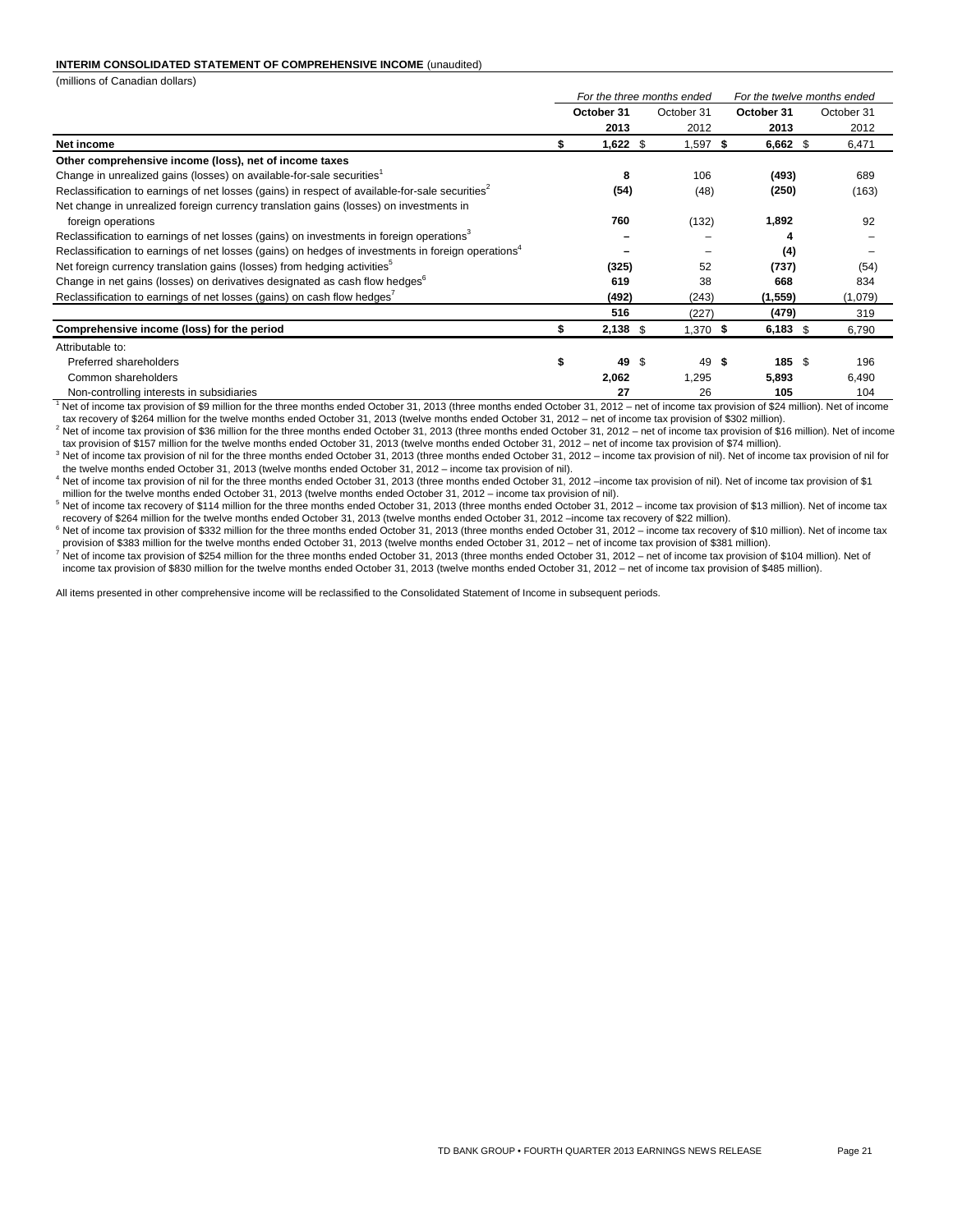**INTERIM CONSOLIDATED STATEMENT OF COMPREHENSIVE INCOME** (unaudited)

(millions of Canadian dollars)

| | For the three months ended | | For the twelve months ended | |
|---|---|---|---|---|
| | **October 31 2013** | October 31 2012 | **October 31 2013** | October 31 2012 |
| **Net income** | **$ 1,622** | $ 1,597 | **$ 6,662** | $ 6,471 |
| **Other comprehensive income (loss), net of income taxes** | | | | |
| Change in unrealized gains (losses) on available-for-sale securities[1] | **8** | 106 | **(493)** | 689 |
| Reclassification to earnings of net losses (gains) in respect of available-for-sale securities[2] | **(54)** | (48) | **(250)** | (163) |
| Net change in unrealized foreign currency translation gains (losses) on investments in foreign operations | **760** | (132) | **1,892** | 92 |
| Reclassification to earnings of net losses (gains) on investments in foreign operations[3] | **–** | – | **4** | – |
| Reclassification to earnings of net losses (gains) on hedges of investments in foreign operations[4] | **–** | – | **(4)** | – |
| Net foreign currency translation gains (losses) from hedging activities[5] | **(325)** | 52 | **(737)** | (54) |
| Change in net gains (losses) on derivatives designated as cash flow hedges[6] | **619** | 38 | **668** | 834 |
| Reclassification to earnings of net losses (gains) on cash flow hedges[7] | **(492)** | (243) | **(1,559)** | (1,079) |
| | **516** | (227) | **(479)** | 319 |
| **Comprehensive income (loss) for the period** | **$ 2,138** | $ 1,370 | **$ 6,183** | $ 6,790 |
| Attributable to: | | | | |
| Preferred shareholders | **$ 49** | $ 49 | **$ 185** | $ 196 |
| Common shareholders | **2,062** | 1,295 | **5,893** | 6,490 |
| Non-controlling interests in subsidiaries | **27** | 26 | **105** | 104 |

[1] Net of income tax provision of $9 million for the three months ended October 31, 2013 (three months ended October 31, 2012 – net of income tax provision of $24 million). Net of income tax recovery of $264 million for the twelve months ended October 31, 2013 (twelve months ended October 31, 2012 – net of income tax provision of $302 million).

[2] Net of income tax provision of $36 million for the three months ended October 31, 2013 (three months ended October 31, 2012 – net of income tax provision of $16 million). Net of income tax provision of $157 million for the twelve months ended October 31, 2013 (twelve months ended October 31, 2012 – net of income tax provision of $74 million).

[3] Net of income tax provision of nil for the three months ended October 31, 2013 (three months ended October 31, 2012 – income tax provision of nil). Net of income tax provision of nil for the twelve months ended October 31, 2013 (twelve months ended October 31, 2012 – income tax provision of nil).

[4] Net of income tax provision of nil for the three months ended October 31, 2013 (three months ended October 31, 2012 –income tax provision of nil). Net of income tax provision of $1 million for the twelve months ended October 31, 2013 (twelve months ended October 31, 2012 – income tax provision of nil).

[5] Net of income tax recovery of $114 million for the three months ended October 31, 2013 (three months ended October 31, 2012 – income tax provision of $13 million). Net of income tax recovery of $264 million for the twelve months ended October 31, 2013 (twelve months ended October 31, 2012 –income tax recovery of $22 million).

[6] Net of income tax provision of $332 million for the three months ended October 31, 2013 (three months ended October 31, 2012 – income tax recovery of $10 million). Net of income tax provision of $383 million for the twelve months ended October 31, 2013 (twelve months ended October 31, 2012 – net of income tax provision of $381 million).

[7] Net of income tax provision of $254 million for the three months ended October 31, 2013 (three months ended October 31, 2012 – net of income tax provision of $104 million). Net of income tax provision of $830 million for the twelve months ended October 31, 2013 (twelve months ended October 31, 2012 – net of income tax provision of $485 million).

All items presented in other comprehensive income will be reclassified to the Consolidated Statement of Income in subsequent periods.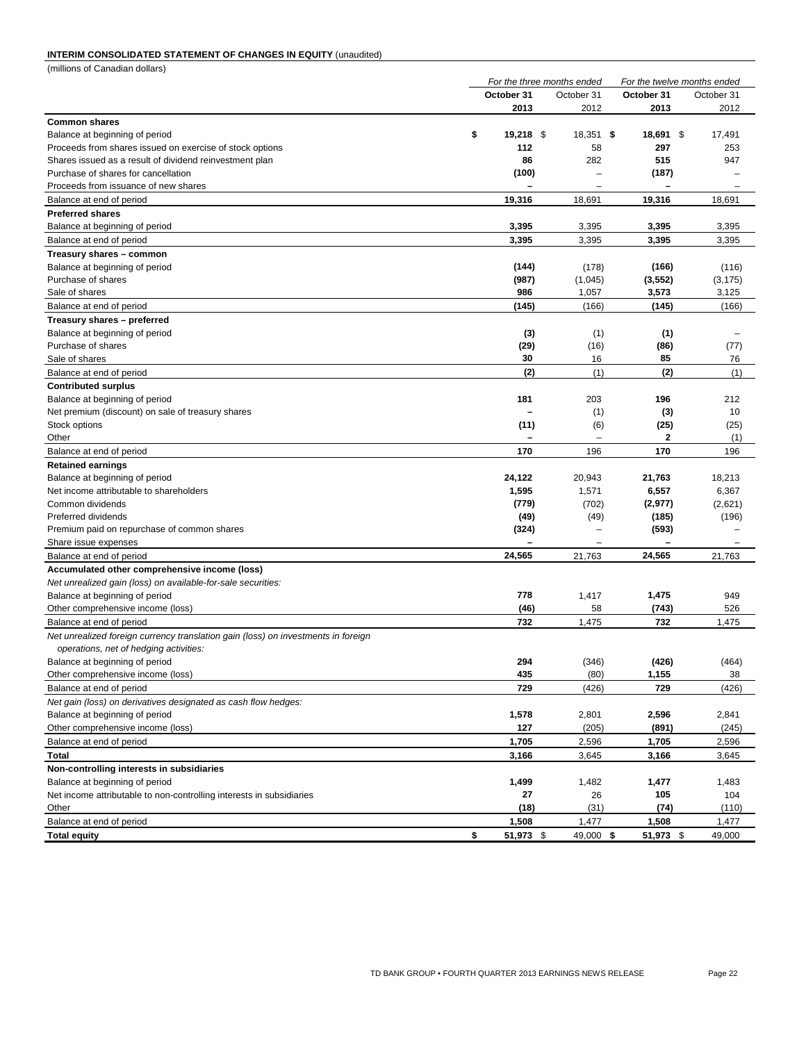**INTERIM CONSOLIDATED STATEMENT OF CHANGES IN EQUITY** (unaudited)

(millions of Canadian dollars)

| | *For the three months ended* | | *For the twelve months ended* | |
|---|---|---|---|---|
| | **October 31 2013** | October 31 2012 | **October 31 2013** | October 31 2012 |
| **Common shares** | | | | |
| Balance at beginning of period | **$ 19,218** | $ 18,351 | **$ 18,691** | $ 17,491 |
| Proceeds from shares issued on exercise of stock options | **112** | 58 | **297** | 253 |
| Shares issued as a result of dividend reinvestment plan | **86** | 282 | **515** | 947 |
| Purchase of shares for cancellation | **(100)** | – | **(187)** | – |
| Proceeds from issuance of new shares | **–** | – | **–** | – |
| Balance at end of period | **19,316** | 18,691 | **19,316** | 18,691 |
| **Preferred shares** | | | | |
| Balance at beginning of period | **3,395** | 3,395 | **3,395** | 3,395 |
| Balance at end of period | **3,395** | 3,395 | **3,395** | 3,395 |
| **Treasury shares – common** | | | | |
| Balance at beginning of period | **(144)** | (178) | **(166)** | (116) |
| Purchase of shares | **(987)** | (1,045) | **(3,552)** | (3,175) |
| Sale of shares | **986** | 1,057 | **3,573** | 3,125 |
| Balance at end of period | **(145)** | (166) | **(145)** | (166) |
| **Treasury shares – preferred** | | | | |
| Balance at beginning of period | **(3)** | (1) | **(1)** | – |
| Purchase of shares | **(29)** | (16) | **(86)** | (77) |
| Sale of shares | **30** | 16 | **85** | 76 |
| Balance at end of period | **(2)** | (1) | **(2)** | (1) |
| **Contributed surplus** | | | | |
| Balance at beginning of period | **181** | 203 | **196** | 212 |
| Net premium (discount) on sale of treasury shares | **–** | (1) | **(3)** | 10 |
| Stock options | **(11)** | (6) | **(25)** | (25) |
| Other | **–** | – | **2** | (1) |
| Balance at end of period | **170** | 196 | **170** | 196 |
| **Retained earnings** | | | | |
| Balance at beginning of period | **24,122** | 20,943 | **21,763** | 18,213 |
| Net income attributable to shareholders | **1,595** | 1,571 | **6,557** | 6,367 |
| Common dividends | **(779)** | (702) | **(2,977)** | (2,621) |
| Preferred dividends | **(49)** | (49) | **(185)** | (196) |
| Premium paid on repurchase of common shares | **(324)** | – | **(593)** | – |
| Share issue expenses | **–** | – | **–** | – |
| Balance at end of period | **24,565** | 21,763 | **24,565** | 21,763 |
| **Accumulated other comprehensive income (loss)** | | | | |
| *Net unrealized gain (loss) on available-for-sale securities:* | | | | |
| Balance at beginning of period | **778** | 1,417 | **1,475** | 949 |
| Other comprehensive income (loss) | **(46)** | 58 | **(743)** | 526 |
| Balance at end of period | **732** | 1,475 | **732** | 1,475 |
| *Net unrealized foreign currency translation gain (loss) on investments in foreign operations, net of hedging activities:* | | | | |
| Balance at beginning of period | **294** | (346) | **(426)** | (464) |
| Other comprehensive income (loss) | **435** | (80) | **1,155** | 38 |
| Balance at end of period | **729** | (426) | **729** | (426) |
| *Net gain (loss) on derivatives designated as cash flow hedges:* | | | | |
| Balance at beginning of period | **1,578** | 2,801 | **2,596** | 2,841 |
| Other comprehensive income (loss) | **127** | (205) | **(891)** | (245) |
| Balance at end of period | **1,705** | 2,596 | **1,705** | 2,596 |
| **Total** | **3,166** | 3,645 | **3,166** | 3,645 |
| **Non-controlling interests in subsidiaries** | | | | |
| Balance at beginning of period | **1,499** | 1,482 | **1,477** | 1,483 |
| Net income attributable to non-controlling interests in subsidiaries | **27** | 26 | **105** | 104 |
| Other | **(18)** | (31) | **(74)** | (110) |
| Balance at end of period | **1,508** | 1,477 | **1,508** | 1,477 |
| **Total equity** | **$ 51,973** | $ 49,000 | **$ 51,973** | $ 49,000 |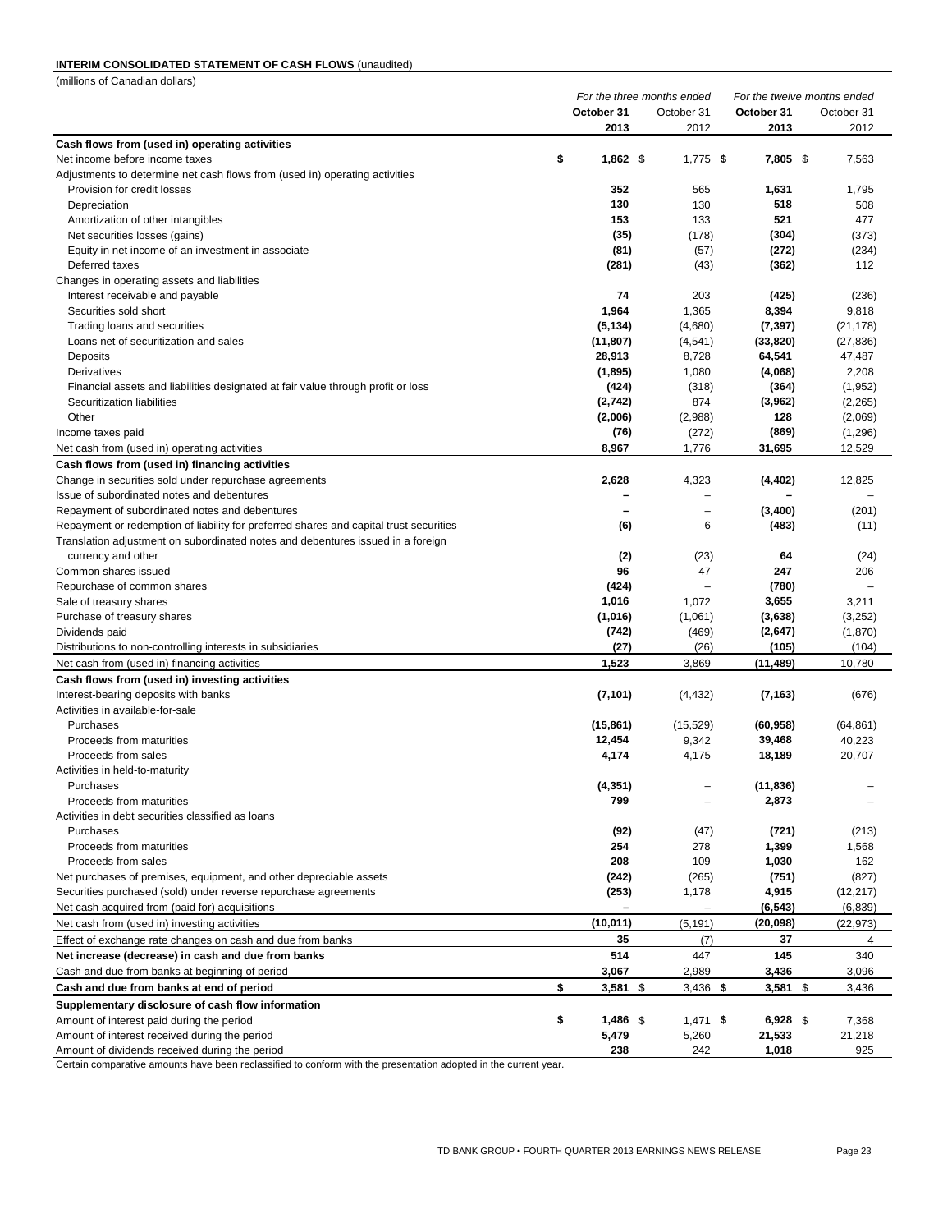**INTERIM CONSOLIDATED STATEMENT OF CASH FLOWS** (unaudited)

(millions of Canadian dollars)

| | *For the three months ended* | | *For the twelve months ended* | |
|---|---|---|---|---|
| | **October 31** | October 31 | **October 31** | October 31 |
| | **2013** | 2012 | **2013** | 2012 |
| **Cash flows from (used in) operating activities** | | | | |
| Net income before income taxes | **$ 1,862** | $ 1,775 | **$ 7,805** | $ 7,563 |
| Adjustments to determine net cash flows from (used in) operating activities | | | | |
| Provision for credit losses | **352** | 565 | **1,631** | 1,795 |
| Depreciation | **130** | 130 | **518** | 508 |
| Amortization of other intangibles | **153** | 133 | **521** | 477 |
| Net securities losses (gains) | **(35)** | (178) | **(304)** | (373) |
| Equity in net income of an investment in associate | **(81)** | (57) | **(272)** | (234) |
| Deferred taxes | **(281)** | (43) | **(362)** | 112 |
| Changes in operating assets and liabilities | | | | |
| Interest receivable and payable | **74** | 203 | **(425)** | (236) |
| Securities sold short | **1,964** | 1,365 | **8,394** | 9,818 |
| Trading loans and securities | **(5,134)** | (4,680) | **(7,397)** | (21,178) |
| Loans net of securitization and sales | **(11,807)** | (4,541) | **(33,820)** | (27,836) |
| Deposits | **28,913** | 8,728 | **64,541** | 47,487 |
| Derivatives | **(1,895)** | 1,080 | **(4,068)** | 2,208 |
| Financial assets and liabilities designated at fair value through profit or loss | **(424)** | (318) | **(364)** | (1,952) |
| Securitization liabilities | **(2,742)** | 874 | **(3,962)** | (2,265) |
| Other | **(2,006)** | (2,988) | **128** | (2,069) |
| Income taxes paid | **(76)** | (272) | **(869)** | (1,296) |
| Net cash from (used in) operating activities | **8,967** | 1,776 | **31,695** | 12,529 |
| **Cash flows from (used in) financing activities** | | | | |
| Change in securities sold under repurchase agreements | **2,628** | 4,323 | **(4,402)** | 12,825 |
| Issue of subordinated notes and debentures | **–** | – | **–** | – |
| Repayment of subordinated notes and debentures | **–** | – | **(3,400)** | (201) |
| Repayment or redemption of liability for preferred shares and capital trust securities | **(6)** | 6 | **(483)** | (11) |
| Translation adjustment on subordinated notes and debentures issued in a foreign currency and other | **(2)** | (23) | **64** | (24) |
| Common shares issued | **96** | 47 | **247** | 206 |
| Repurchase of common shares | **(424)** | – | **(780)** | – |
| Sale of treasury shares | **1,016** | 1,072 | **3,655** | 3,211 |
| Purchase of treasury shares | **(1,016)** | (1,061) | **(3,638)** | (3,252) |
| Dividends paid | **(742)** | (469) | **(2,647)** | (1,870) |
| Distributions to non-controlling interests in subsidiaries | **(27)** | (26) | **(105)** | (104) |
| Net cash from (used in) financing activities | **1,523** | 3,869 | **(11,489)** | 10,780 |
| **Cash flows from (used in) investing activities** | | | | |
| Interest-bearing deposits with banks | **(7,101)** | (4,432) | **(7,163)** | (676) |
| Activities in available-for-sale | | | | |
| Purchases | **(15,861)** | (15,529) | **(60,958)** | (64,861) |
| Proceeds from maturities | **12,454** | 9,342 | **39,468** | 40,223 |
| Proceeds from sales | **4,174** | 4,175 | **18,189** | 20,707 |
| Activities in held-to-maturity | | | | |
| Purchases | **(4,351)** | – | **(11,836)** | – |
| Proceeds from maturities | **799** | – | **2,873** | – |
| Activities in debt securities classified as loans | | | | |
| Purchases | **(92)** | (47) | **(721)** | (213) |
| Proceeds from maturities | **254** | 278 | **1,399** | 1,568 |
| Proceeds from sales | **208** | 109 | **1,030** | 162 |
| Net purchases of premises, equipment, and other depreciable assets | **(242)** | (265) | **(751)** | (827) |
| Securities purchased (sold) under reverse repurchase agreements | **(253)** | 1,178 | **4,915** | (12,217) |
| Net cash acquired from (paid for) acquisitions | **–** | – | **(6,543)** | (6,839) |
| Net cash from (used in) investing activities | **(10,011)** | (5,191) | **(20,098)** | (22,973) |
| Effect of exchange rate changes on cash and due from banks | **35** | (7) | **37** | 4 |
| **Net increase (decrease) in cash and due from banks** | **514** | 447 | **145** | 340 |
| Cash and due from banks at beginning of period | **3,067** | 2,989 | **3,436** | 3,096 |
| **Cash and due from banks at end of period** | **$ 3,581** | $ 3,436 | **$ 3,581** | $ 3,436 |
| **Supplementary disclosure of cash flow information** | | | | |
| Amount of interest paid during the period | **$ 1,486** | $ 1,471 | **$ 6,928** | $ 7,368 |
| Amount of interest received during the period | **5,479** | 5,260 | **21,533** | 21,218 |
| Amount of dividends received during the period | **238** | 242 | **1,018** | 925 |

Certain comparative amounts have been reclassified to conform with the presentation adopted in the current year.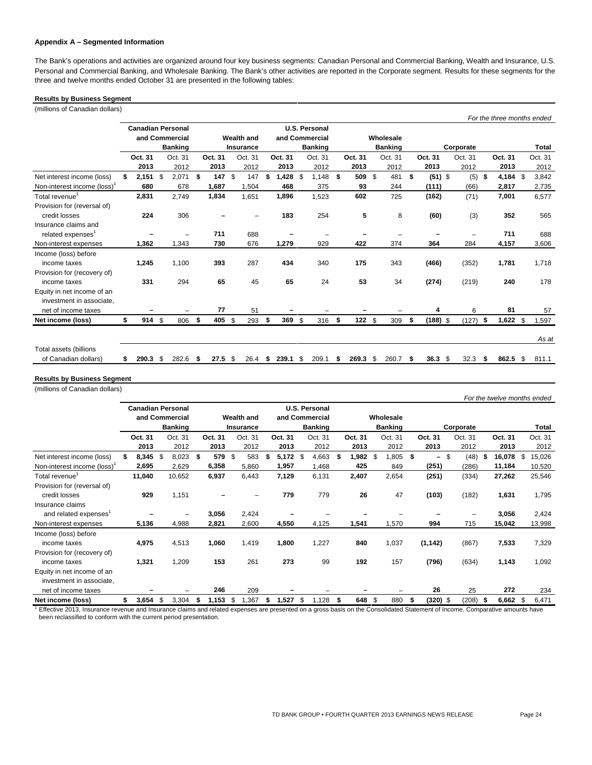**Appendix A – Segmented Information**

The Bank's operations and activities are organized around four key business segments: Canadian Personal and Commercial Banking, Wealth and Insurance, U.S. Personal and Commercial Banking, and Wholesale Banking. The Bank's other activities are reported in the Corporate segment. Results for these segments for the three and twelve months ended October 31 are presented in the following tables:

**Results by Business Segment**

(millions of Canadian dollars)

*For the three months ended*

| | Canadian Personal and Commercial Banking | | Wealth and Insurance | | U.S. Personal and Commercial Banking | | Wholesale Banking | | Corporate | | Total | |
|---|---|---|---|---|---|---|---|---|---|---|---|---|
| | **Oct. 31 2013** | Oct. 31 2012 | **Oct. 31 2013** | Oct. 31 2012 | **Oct. 31 2013** | Oct. 31 2012 | **Oct. 31 2013** | Oct. 31 2012 | **Oct. 31 2013** | Oct. 31 2012 | **Oct. 31 2013** | Oct. 31 2012 |
| Net interest income (loss) | **$ 2,151** | $ 2,071 | **$ 147** | $ 147 | **$ 1,428** | $ 1,148 | **$ 509** | $ 481 | **$ (51)** | $ (5) | **$ 4,184** | $ 3,842 |
| Non-interest income (loss)[1] | **680** | 678 | **1,687** | 1,504 | **468** | 375 | **93** | 244 | **(111)** | (66) | **2,817** | 2,735 |
| Total revenue[1] | **2,831** | 2,749 | **1,834** | 1,651 | **1,896** | 1,523 | **602** | 725 | **(162)** | (71) | **7,001** | 6,577 |
| Provision for (reversal of) credit losses | **224** | 306 | **–** | – | **183** | 254 | **5** | 8 | **(60)** | (3) | **352** | 565 |
| Insurance claims and related expenses[1] | **–** | – | **711** | 688 | **–** | – | **–** | – | **–** | – | **711** | 688 |
| Non-interest expenses | **1,362** | 1,343 | **730** | 676 | **1,279** | 929 | **422** | 374 | **364** | 284 | **4,157** | 3,606 |
| Income (loss) before income taxes | **1,245** | 1,100 | **393** | 287 | **434** | 340 | **175** | 343 | **(466)** | (352) | **1,781** | 1,718 |
| Provision for (recovery of) income taxes | **331** | 294 | **65** | 45 | **65** | 24 | **53** | 34 | **(274)** | (219) | **240** | 178 |
| Equity in net income of an investment in associate, net of income taxes | **–** | – | **77** | 51 | **–** | – | **–** | – | **4** | 6 | **81** | 57 |
| **Net income (loss)** | **$ 914** | $ 806 | **$ 405** | $ 293 | **$ 369** | $ 316 | **$ 122** | $ 309 | **$ (188)** | $ (127) | **$ 1,622** | $ 1,597 |
| | | | | | | | | | | | | *As at* |
| Total assets (billions of Canadian dollars) | **$ 290.3** | $ 282.6 | **$ 27.5** | $ 26.4 | **$ 239.1** | $ 209.1 | **$ 269.3** | $ 260.7 | **$ 36.3** | $ 32.3 | **$ 862.5** | $ 811.1 |

**Results by Business Segment**

(millions of Canadian dollars)

*For the twelve months ended*

| | Canadian Personal and Commercial Banking | | Wealth and Insurance | | U.S. Personal and Commercial Banking | | Wholesale Banking | | Corporate | | Total | |
|---|---|---|---|---|---|---|---|---|---|---|---|---|
| | **Oct. 31 2013** | Oct. 31 2012 | **Oct. 31 2013** | Oct. 31 2012 | **Oct. 31 2013** | Oct. 31 2012 | **Oct. 31 2013** | Oct. 31 2012 | **Oct. 31 2013** | Oct. 31 2012 | **Oct. 31 2013** | Oct. 31 2012 |
| Net interest income (loss) | **$ 8,345** | $ 8,023 | **$ 579** | $ 583 | **$ 5,172** | $ 4,663 | **$ 1,982** | $ 1,805 | **$ –** | $ (48) | **$ 16,078** | $ 15,026 |
| Non-interest income (loss)[1] | **2,695** | 2,629 | **6,358** | 5,860 | **1,957** | 1,468 | **425** | 849 | **(251)** | (286) | **11,184** | 10,520 |
| Total revenue[1] | **11,040** | 10,652 | **6,937** | 6,443 | **7,129** | 6,131 | **2,407** | 2,654 | **(251)** | (334) | **27,262** | 25,546 |
| Provision for (reversal of) credit losses | **929** | 1,151 | **–** | – | **779** | 779 | **26** | 47 | **(103)** | (182) | **1,631** | 1,795 |
| Insurance claims and related expenses[1] | **–** | – | **3,056** | 2,424 | **–** | – | **–** | – | **–** | – | **3,056** | 2,424 |
| Non-interest expenses | **5,136** | 4,988 | **2,821** | 2,600 | **4,550** | 4,125 | **1,541** | 1,570 | **994** | 715 | **15,042** | 13,998 |
| Income (loss) before income taxes | **4,975** | 4,513 | **1,060** | 1,419 | **1,800** | 1,227 | **840** | 1,037 | **(1,142)** | (867) | **7,533** | 7,329 |
| Provision for (recovery of) income taxes | **1,321** | 1,209 | **153** | 261 | **273** | 99 | **192** | 157 | **(796)** | (634) | **1,143** | 1,092 |
| Equity in net income of an investment in associate, net of income taxes | **–** | – | **246** | 209 | **–** | – | **–** | – | **26** | 25 | **272** | 234 |
| **Net income (loss)** | **$ 3,654** | $ 3,304 | **$ 1,153** | $ 1,367 | **$ 1,527** | $ 1,128 | **$ 648** | $ 880 | **$ (320)** | $ (208) | **$ 6,662** | $ 6,471 |

[1] Effective 2013, Insurance revenue and Insurance claims and related expenses are presented on a gross basis on the Consolidated Statement of Income. Comparative amounts have been reclassified to conform with the current period presentation.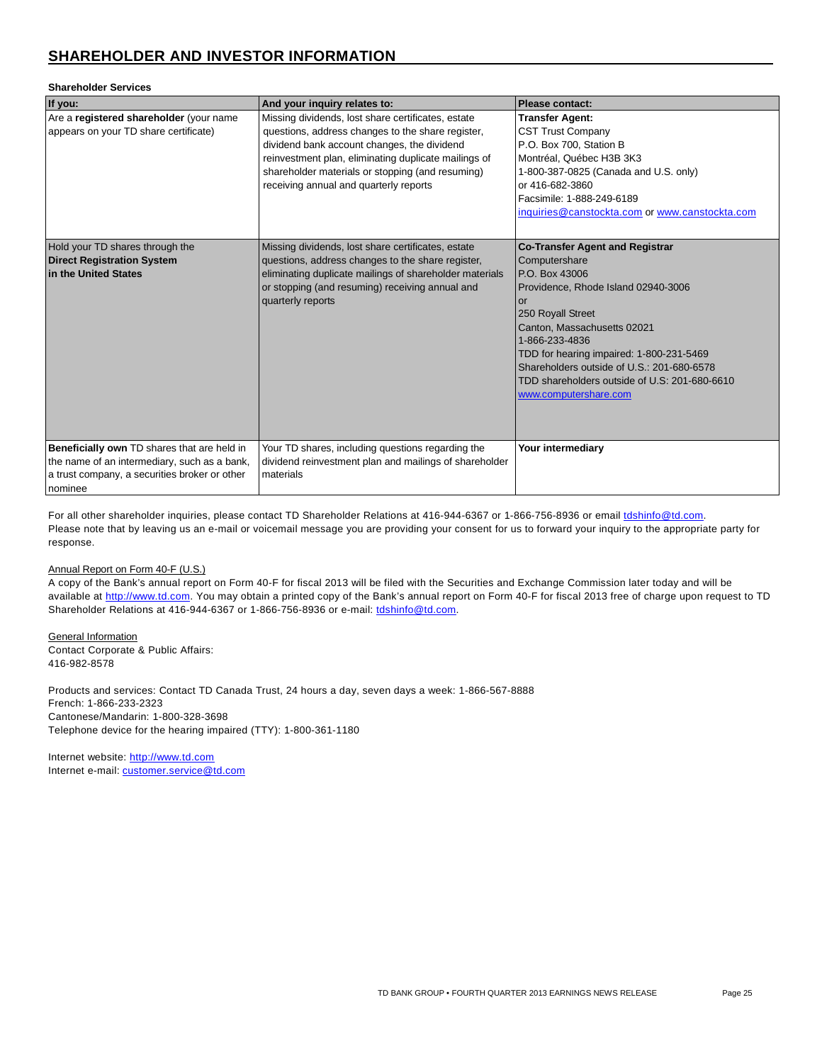# SHAREHOLDER AND INVESTOR INFORMATION

**Shareholder Services**

| If you: | And your inquiry relates to: | Please contact: |
|---|---|---|
| Are a **registered shareholder** (your name appears on your TD share certificate) | Missing dividends, lost share certificates, estate questions, address changes to the share register, dividend bank account changes, the dividend reinvestment plan, eliminating duplicate mailings of shareholder materials or stopping (and resuming) receiving annual and quarterly reports | **Transfer Agent:**<br>CST Trust Company<br>P.O. Box 700, Station B<br>Montréal, Québec H3B 3K3<br>1-800-387-0825 (Canada and U.S. only)<br>or 416-682-3860<br>Facsimile: 1-888-249-6189<br>inquiries@canstockta.com or www.canstockta.com |
| Hold your TD shares through the **Direct Registration System in the United States** | Missing dividends, lost share certificates, estate questions, address changes to the share register, eliminating duplicate mailings of shareholder materials or stopping (and resuming) receiving annual and quarterly reports | **Co-Transfer Agent and Registrar**<br>Computershare<br>P.O. Box 43006<br>Providence, Rhode Island 02940-3006<br>or<br>250 Royall Street<br>Canton, Massachusetts 02021<br>1-866-233-4836<br>TDD for hearing impaired: 1-800-231-5469<br>Shareholders outside of U.S.: 201-680-6578<br>TDD shareholders outside of U.S: 201-680-6610<br>www.computershare.com |
| **Beneficially own** TD shares that are held in the name of an intermediary, such as a bank, a trust company, a securities broker or other nominee | Your TD shares, including questions regarding the dividend reinvestment plan and mailings of shareholder materials | **Your intermediary** |

For all other shareholder inquiries, please contact TD Shareholder Relations at 416-944-6367 or 1-866-756-8936 or email tdshinfo@td.com. Please note that by leaving us an e-mail or voicemail message you are providing your consent for us to forward your inquiry to the appropriate party for response.

Annual Report on Form 40-F (U.S.)

A copy of the Bank's annual report on Form 40-F for fiscal 2013 will be filed with the Securities and Exchange Commission later today and will be available at http://www.td.com. You may obtain a printed copy of the Bank's annual report on Form 40-F for fiscal 2013 free of charge upon request to TD Shareholder Relations at 416-944-6367 or 1-866-756-8936 or e-mail: tdshinfo@td.com.

General Information

Contact Corporate & Public Affairs:
416-982-8578

Products and services: Contact TD Canada Trust, 24 hours a day, seven days a week: 1-866-567-8888
French: 1-866-233-2323
Cantonese/Mandarin: 1-800-328-3698
Telephone device for the hearing impaired (TTY): 1-800-361-1180

Internet website: http://www.td.com
Internet e-mail: customer.service@td.com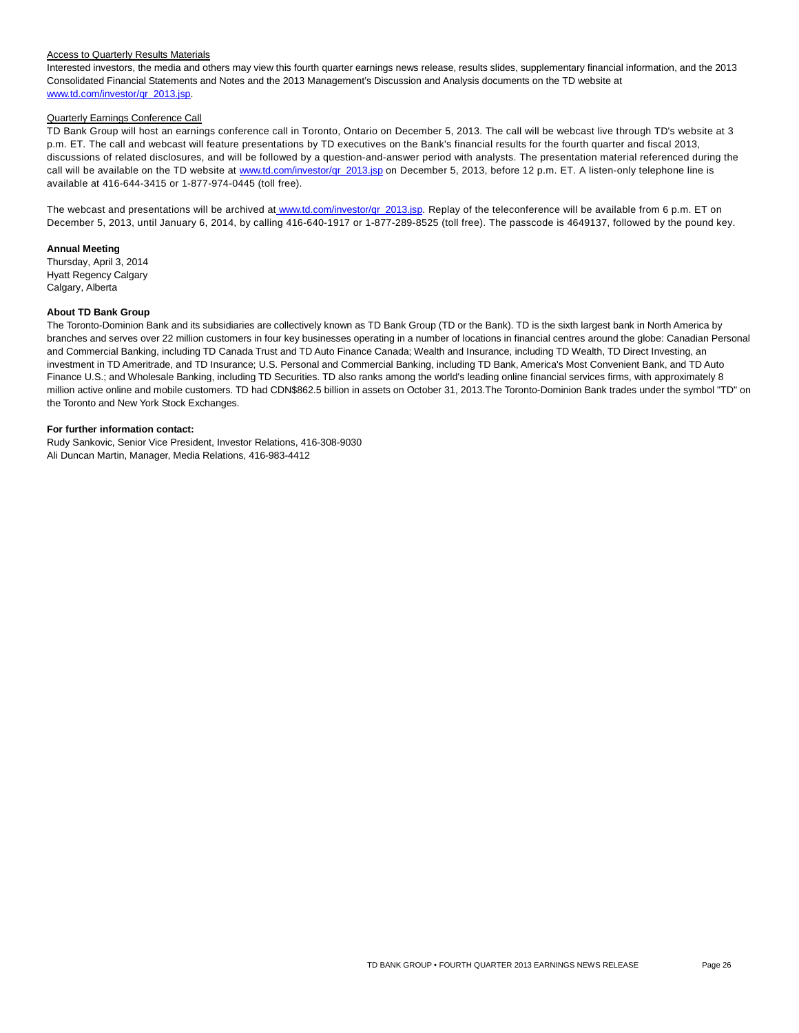Access to Quarterly Results Materials

Interested investors, the media and others may view this fourth quarter earnings news release, results slides, supplementary financial information, and the 2013 Consolidated Financial Statements and Notes and the 2013 Management's Discussion and Analysis documents on the TD website at www.td.com/investor/qr_2013.jsp.

Quarterly Earnings Conference Call

TD Bank Group will host an earnings conference call in Toronto, Ontario on December 5, 2013. The call will be webcast live through TD's website at 3 p.m. ET. The call and webcast will feature presentations by TD executives on the Bank's financial results for the fourth quarter and fiscal 2013, discussions of related disclosures, and will be followed by a question-and-answer period with analysts. The presentation material referenced during the call will be available on the TD website at www.td.com/investor/qr_2013.jsp on December 5, 2013, before 12 p.m. ET. A listen-only telephone line is available at 416-644-3415 or 1-877-974-0445 (toll free).

The webcast and presentations will be archived at www.td.com/investor/qr_2013.jsp. Replay of the teleconference will be available from 6 p.m. ET on December 5, 2013, until January 6, 2014, by calling 416-640-1917 or 1-877-289-8525 (toll free). The passcode is 4649137, followed by the pound key.

**Annual Meeting**

Thursday, April 3, 2014
Hyatt Regency Calgary
Calgary, Alberta

**About TD Bank Group**

The Toronto-Dominion Bank and its subsidiaries are collectively known as TD Bank Group (TD or the Bank). TD is the sixth largest bank in North America by branches and serves over 22 million customers in four key businesses operating in a number of locations in financial centres around the globe: Canadian Personal and Commercial Banking, including TD Canada Trust and TD Auto Finance Canada; Wealth and Insurance, including TD Wealth, TD Direct Investing, an investment in TD Ameritrade, and TD Insurance; U.S. Personal and Commercial Banking, including TD Bank, America's Most Convenient Bank, and TD Auto Finance U.S.; and Wholesale Banking, including TD Securities. TD also ranks among the world's leading online financial services firms, with approximately 8 million active online and mobile customers. TD had CDN$862.5 billion in assets on October 31, 2013.The Toronto-Dominion Bank trades under the symbol "TD" on the Toronto and New York Stock Exchanges.

**For further information contact:**

Rudy Sankovic, Senior Vice President, Investor Relations, 416-308-9030
Ali Duncan Martin, Manager, Media Relations, 416-983-4412